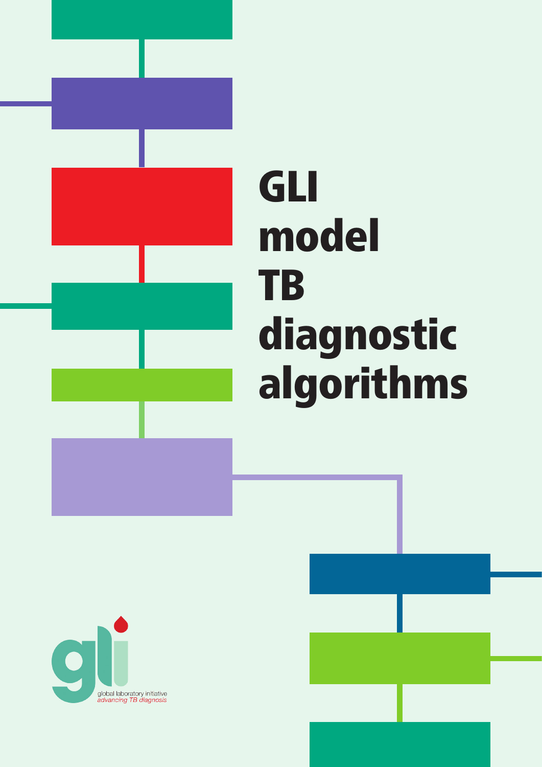# GLI model TB diagnostic algorithms

global laboratory initiative
*advancing TB diagnosis*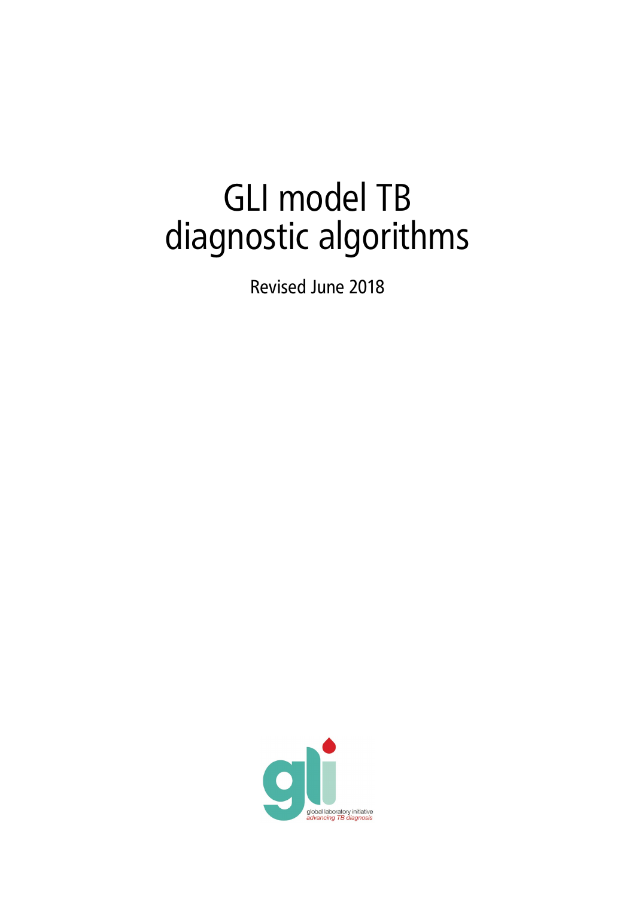# GLI model TB diagnostic algorithms

Revised June 2018

global laboratory initiative
*advancing TB diagnosis*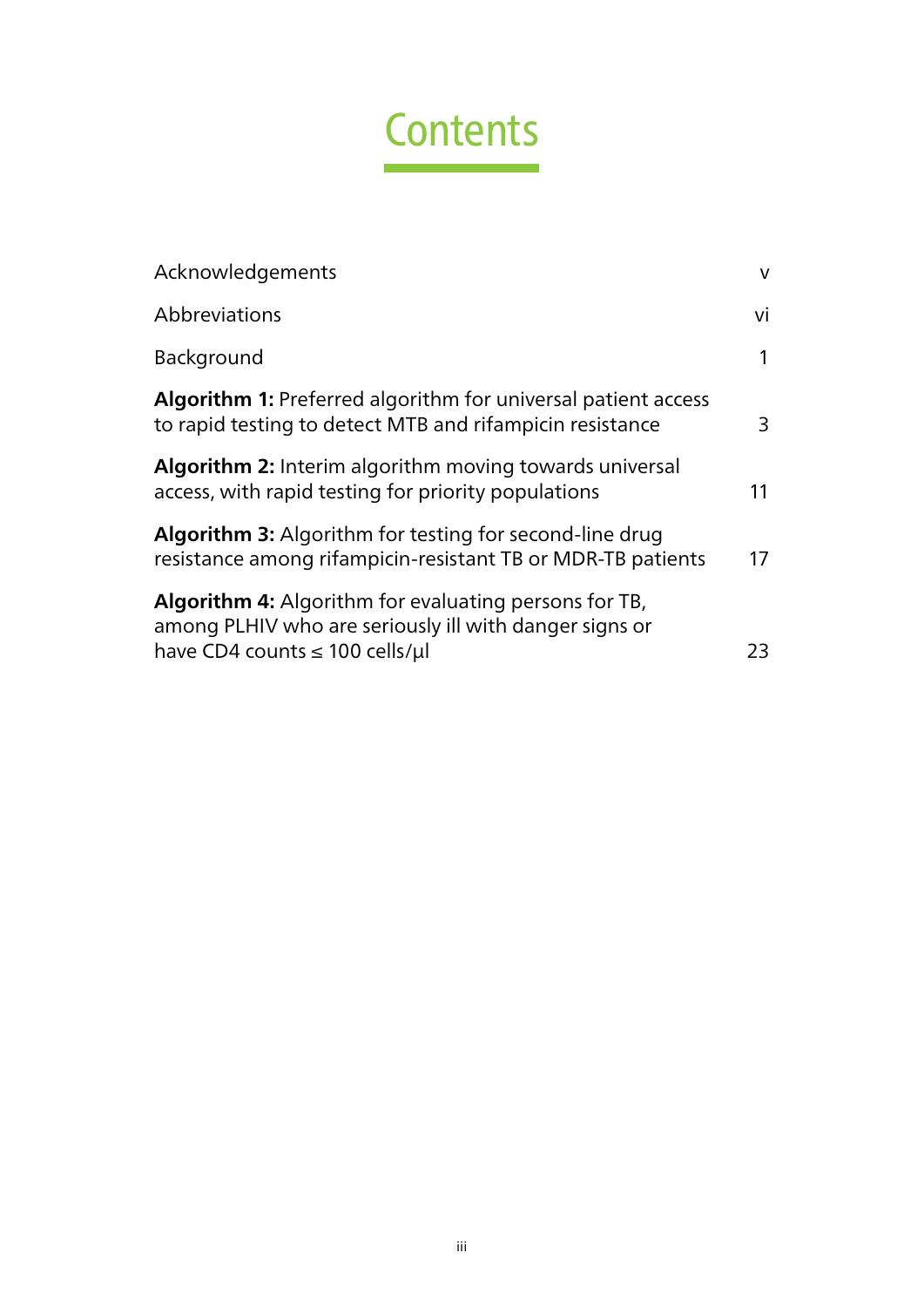# Contents

| | |
|---|---|
| Acknowledgements | v |
| Abbreviations | vi |
| Background | 1 |
| **Algorithm 1:** Preferred algorithm for universal patient access to rapid testing to detect MTB and rifampicin resistance | 3 |
| **Algorithm 2:** Interim algorithm moving towards universal access, with rapid testing for priority populations | 11 |
| **Algorithm 3:** Algorithm for testing for second-line drug resistance among rifampicin-resistant TB or MDR-TB patients | 17 |
| **Algorithm 4:** Algorithm for evaluating persons for TB, among PLHIV who are seriously ill with danger signs or have CD4 counts ≤ 100 cells/µl | 23 |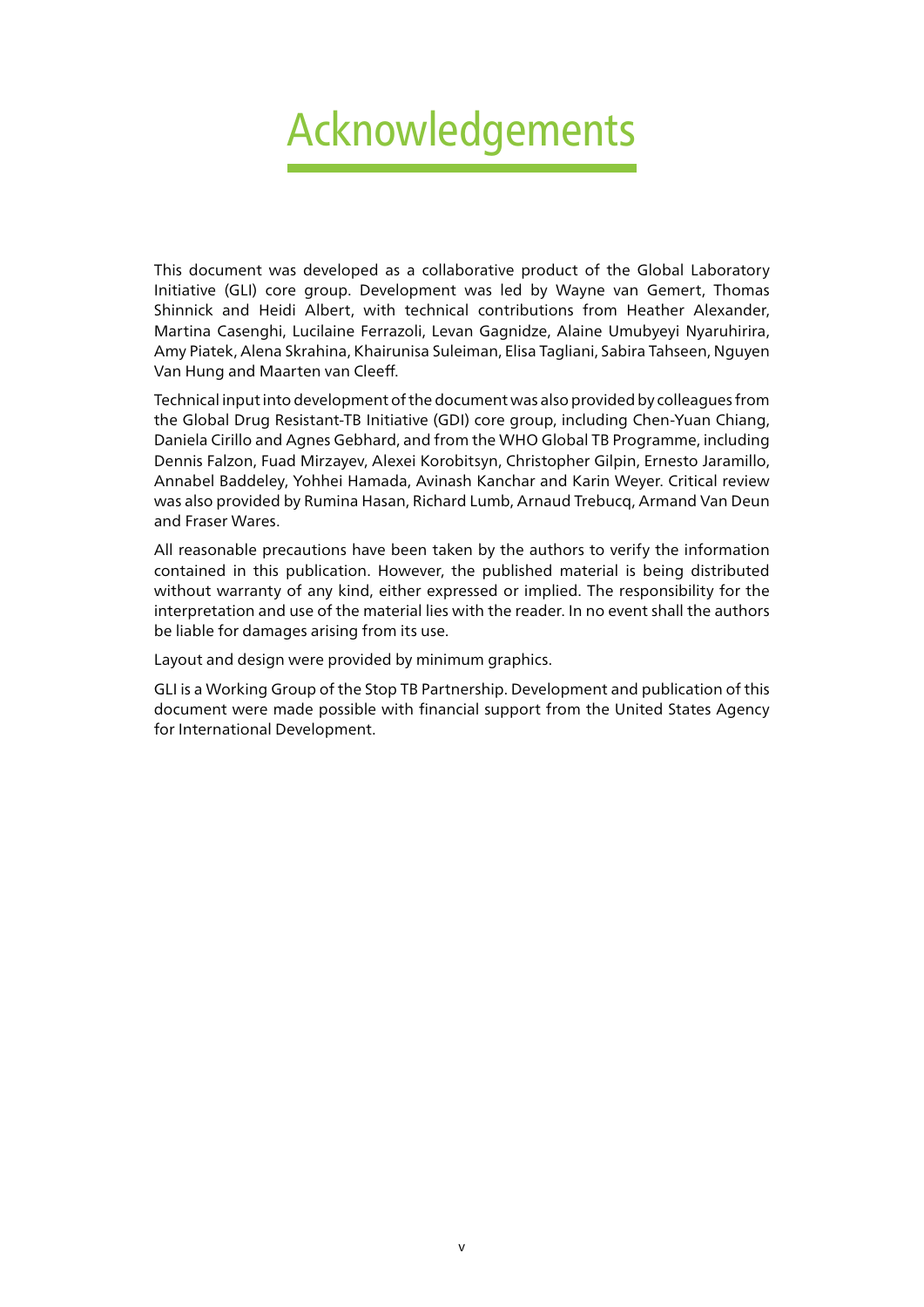# Acknowledgements

This document was developed as a collaborative product of the Global Laboratory Initiative (GLI) core group. Development was led by Wayne van Gemert, Thomas Shinnick and Heidi Albert, with technical contributions from Heather Alexander, Martina Casenghi, Lucilaine Ferrazoli, Levan Gagnidze, Alaine Umubyeyi Nyaruhirira, Amy Piatek, Alena Skrahina, Khairunisa Suleiman, Elisa Tagliani, Sabira Tahseen, Nguyen Van Hung and Maarten van Cleeff.

Technical input into development of the document was also provided by colleagues from the Global Drug Resistant-TB Initiative (GDI) core group, including Chen-Yuan Chiang, Daniela Cirillo and Agnes Gebhard, and from the WHO Global TB Programme, including Dennis Falzon, Fuad Mirzayev, Alexei Korobitsyn, Christopher Gilpin, Ernesto Jaramillo, Annabel Baddeley, Yohhei Hamada, Avinash Kanchar and Karin Weyer. Critical review was also provided by Rumina Hasan, Richard Lumb, Arnaud Trebucq, Armand Van Deun and Fraser Wares.

All reasonable precautions have been taken by the authors to verify the information contained in this publication. However, the published material is being distributed without warranty of any kind, either expressed or implied. The responsibility for the interpretation and use of the material lies with the reader. In no event shall the authors be liable for damages arising from its use.

Layout and design were provided by minimum graphics.

GLI is a Working Group of the Stop TB Partnership. Development and publication of this document were made possible with financial support from the United States Agency for International Development.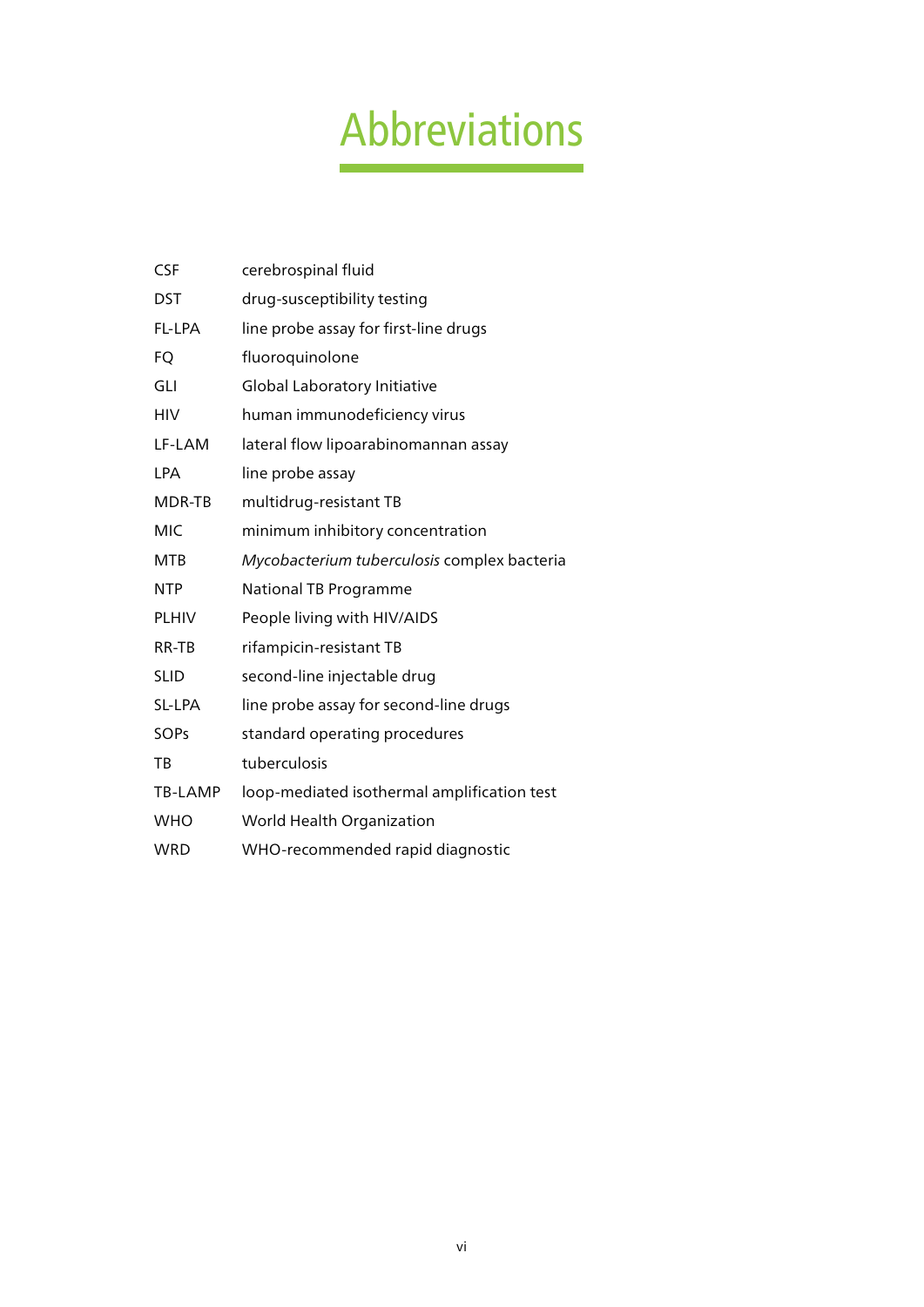# Abbreviations

| | |
|---|---|
| CSF | cerebrospinal fluid |
| DST | drug-susceptibility testing |
| FL-LPA | line probe assay for first-line drugs |
| FQ | fluoroquinolone |
| GLI | Global Laboratory Initiative |
| HIV | human immunodeficiency virus |
| LF-LAM | lateral flow lipoarabinomannan assay |
| LPA | line probe assay |
| MDR-TB | multidrug-resistant TB |
| MIC | minimum inhibitory concentration |
| MTB | *Mycobacterium tuberculosis* complex bacteria |
| NTP | National TB Programme |
| PLHIV | People living with HIV/AIDS |
| RR-TB | rifampicin-resistant TB |
| SLID | second-line injectable drug |
| SL-LPA | line probe assay for second-line drugs |
| SOPs | standard operating procedures |
| TB | tuberculosis |
| TB-LAMP | loop-mediated isothermal amplification test |
| WHO | World Health Organization |
| WRD | WHO-recommended rapid diagnostic |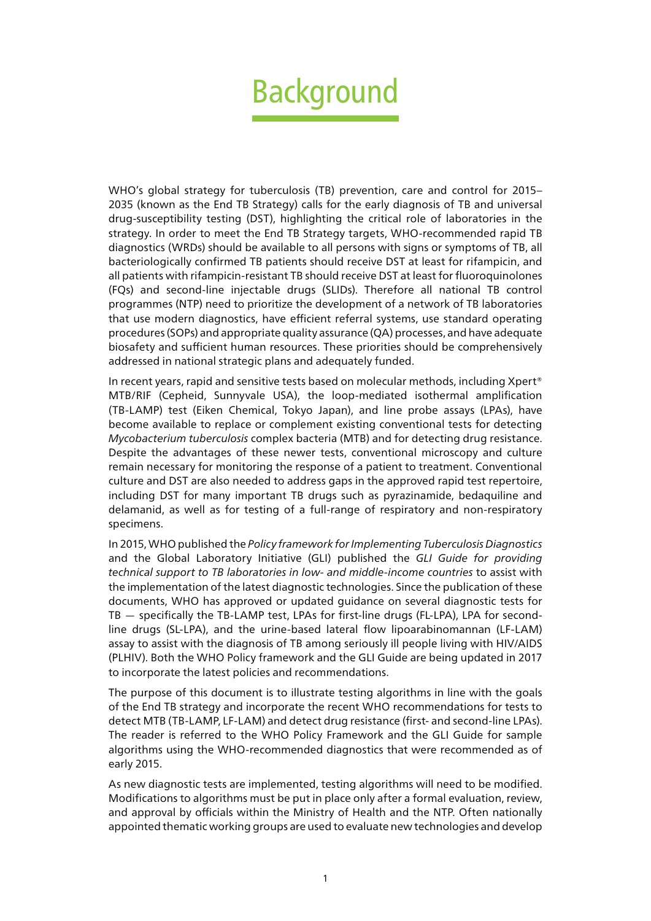# Background

WHO's global strategy for tuberculosis (TB) prevention, care and control for 2015–2035 (known as the End TB Strategy) calls for the early diagnosis of TB and universal drug-susceptibility testing (DST), highlighting the critical role of laboratories in the strategy. In order to meet the End TB Strategy targets, WHO-recommended rapid TB diagnostics (WRDs) should be available to all persons with signs or symptoms of TB, all bacteriologically confirmed TB patients should receive DST at least for rifampicin, and all patients with rifampicin-resistant TB should receive DST at least for fluoroquinolones (FQs) and second-line injectable drugs (SLIDs). Therefore all national TB control programmes (NTP) need to prioritize the development of a network of TB laboratories that use modern diagnostics, have efficient referral systems, use standard operating procedures (SOPs) and appropriate quality assurance (QA) processes, and have adequate biosafety and sufficient human resources. These priorities should be comprehensively addressed in national strategic plans and adequately funded.

In recent years, rapid and sensitive tests based on molecular methods, including Xpert® MTB/RIF (Cepheid, Sunnyvale USA), the loop-mediated isothermal amplification (TB-LAMP) test (Eiken Chemical, Tokyo Japan), and line probe assays (LPAs), have become available to replace or complement existing conventional tests for detecting *Mycobacterium tuberculosis* complex bacteria (MTB) and for detecting drug resistance. Despite the advantages of these newer tests, conventional microscopy and culture remain necessary for monitoring the response of a patient to treatment. Conventional culture and DST are also needed to address gaps in the approved rapid test repertoire, including DST for many important TB drugs such as pyrazinamide, bedaquiline and delamanid, as well as for testing of a full-range of respiratory and non-respiratory specimens.

In 2015, WHO published the *Policy framework for Implementing Tuberculosis Diagnostics* and the Global Laboratory Initiative (GLI) published the *GLI Guide for providing technical support to TB laboratories in low- and middle-income countries* to assist with the implementation of the latest diagnostic technologies. Since the publication of these documents, WHO has approved or updated guidance on several diagnostic tests for TB — specifically the TB-LAMP test, LPAs for first-line drugs (FL-LPA), LPA for second-line drugs (SL-LPA), and the urine-based lateral flow lipoarabinomannan (LF-LAM) assay to assist with the diagnosis of TB among seriously ill people living with HIV/AIDS (PLHIV). Both the WHO Policy framework and the GLI Guide are being updated in 2017 to incorporate the latest policies and recommendations.

The purpose of this document is to illustrate testing algorithms in line with the goals of the End TB strategy and incorporate the recent WHO recommendations for tests to detect MTB (TB-LAMP, LF-LAM) and detect drug resistance (first- and second-line LPAs). The reader is referred to the WHO Policy Framework and the GLI Guide for sample algorithms using the WHO-recommended diagnostics that were recommended as of early 2015.

As new diagnostic tests are implemented, testing algorithms will need to be modified. Modifications to algorithms must be put in place only after a formal evaluation, review, and approval by officials within the Ministry of Health and the NTP. Often nationally appointed thematic working groups are used to evaluate new technologies and develop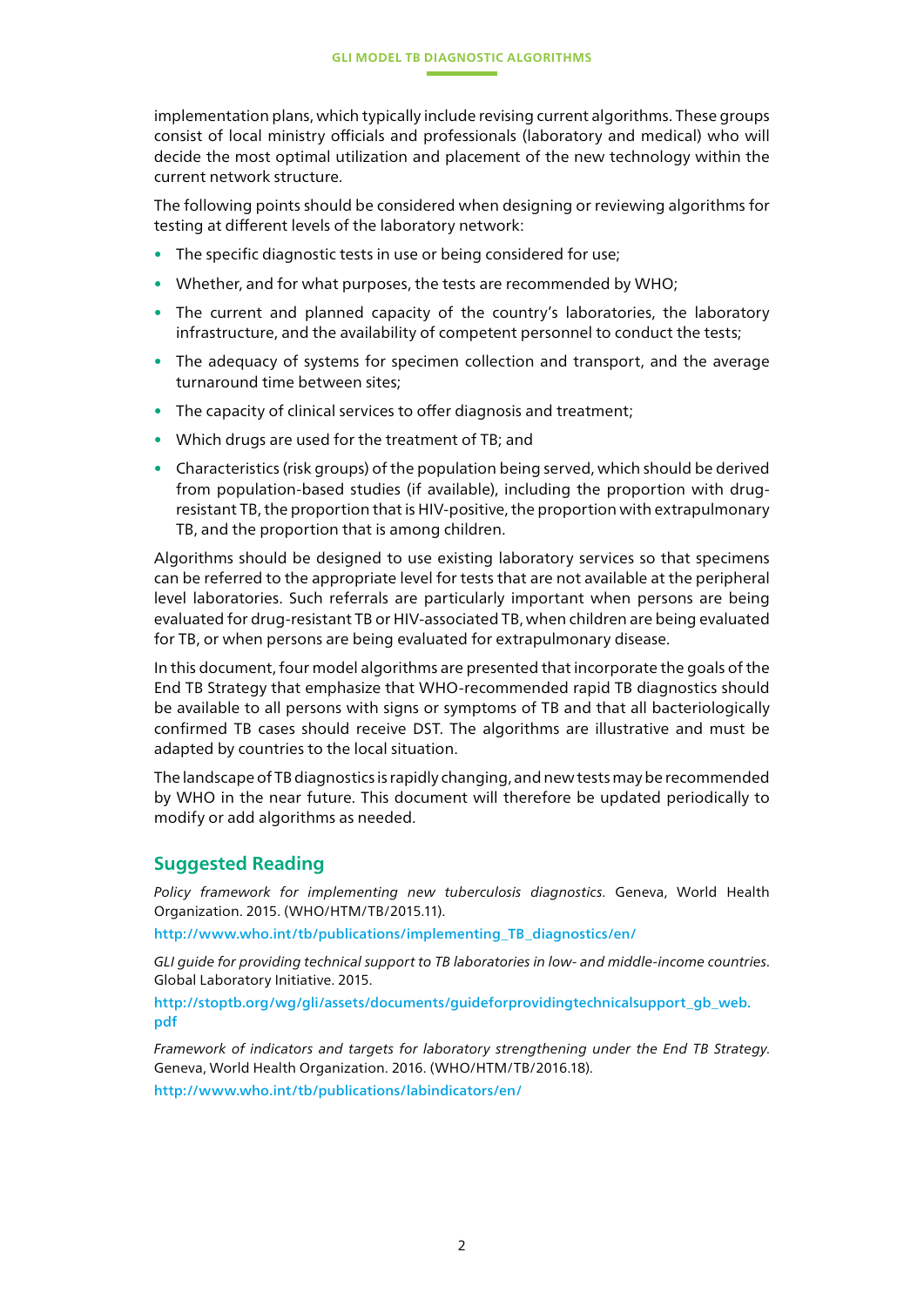implementation plans, which typically include revising current algorithms. These groups consist of local ministry officials and professionals (laboratory and medical) who will decide the most optimal utilization and placement of the new technology within the current network structure.

The following points should be considered when designing or reviewing algorithms for testing at different levels of the laboratory network:

- The specific diagnostic tests in use or being considered for use;
- Whether, and for what purposes, the tests are recommended by WHO;
- The current and planned capacity of the country's laboratories, the laboratory infrastructure, and the availability of competent personnel to conduct the tests;
- The adequacy of systems for specimen collection and transport, and the average turnaround time between sites;
- The capacity of clinical services to offer diagnosis and treatment;
- Which drugs are used for the treatment of TB; and
- Characteristics (risk groups) of the population being served, which should be derived from population-based studies (if available), including the proportion with drug-resistant TB, the proportion that is HIV-positive, the proportion with extrapulmonary TB, and the proportion that is among children.

Algorithms should be designed to use existing laboratory services so that specimens can be referred to the appropriate level for tests that are not available at the peripheral level laboratories. Such referrals are particularly important when persons are being evaluated for drug-resistant TB or HIV-associated TB, when children are being evaluated for TB, or when persons are being evaluated for extrapulmonary disease.

In this document, four model algorithms are presented that incorporate the goals of the End TB Strategy that emphasize that WHO-recommended rapid TB diagnostics should be available to all persons with signs or symptoms of TB and that all bacteriologically confirmed TB cases should receive DST. The algorithms are illustrative and must be adapted by countries to the local situation.

The landscape of TB diagnostics is rapidly changing, and new tests may be recommended by WHO in the near future. This document will therefore be updated periodically to modify or add algorithms as needed.

## Suggested Reading

*Policy framework for implementing new tuberculosis diagnostics*. Geneva, World Health Organization. 2015. (WHO/HTM/TB/2015.11).

http://www.who.int/tb/publications/implementing_TB_diagnostics/en/

*GLI guide for providing technical support to TB laboratories in low- and middle-income countries*. Global Laboratory Initiative. 2015.

http://stoptb.org/wg/gli/assets/documents/guideforprovidingtechnicalsupport_gb_web.pdf

*Framework of indicators and targets for laboratory strengthening under the End TB Strategy*. Geneva, World Health Organization. 2016. (WHO/HTM/TB/2016.18).

http://www.who.int/tb/publications/labindicators/en/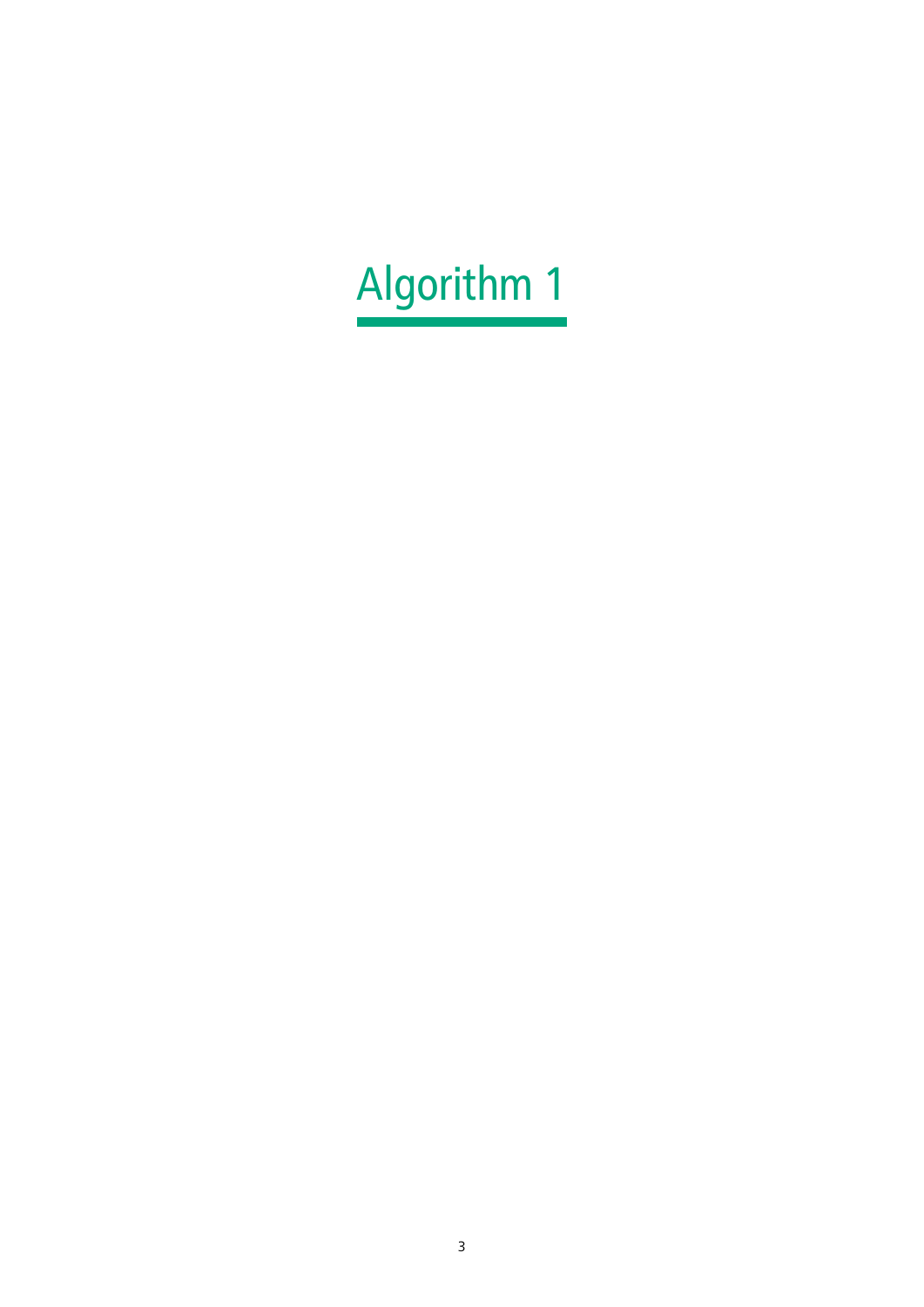# Algorithm 1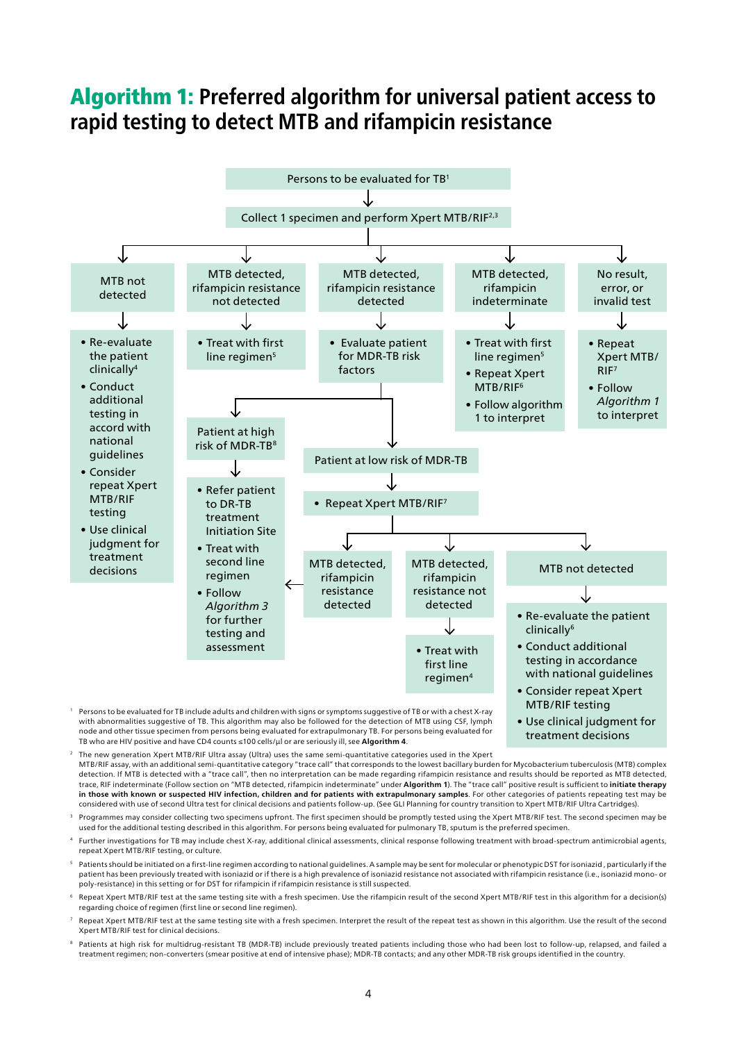# **Algorithm 1:** Preferred algorithm for universal patient access to rapid testing to detect MTB and rifampicin resistance

Persons to be evaluated for TB[1]

↓

Collect 1 specimen and perform Xpert MTB/RIF[2,3]

↓

- **MTB not detected**
  - Re-evaluate the patient clinically[4]
  - Conduct additional testing in accord with national guidelines
  - Consider repeat Xpert MTB/RIF testing
  - Use clinical judgment for treatment decisions
- **MTB detected, rifampicin resistance not detected**
  - Treat with first line regimen[5]
- **MTB detected, rifampicin resistance detected**
  - Evaluate patient for MDR-TB risk factors
    - **Patient at high risk of MDR-TB[8]**
      - Refer patient to DR-TB treatment Initiation Site
      - Treat with second line regimen
      - Follow *Algorithm 3* for further testing and assessment
    - **Patient at low risk of MDR-TB**
      - Repeat Xpert MTB/RIF[7]
        - **MTB detected, rifampicin resistance detected** → (see Patient at high risk of MDR-TB)
        - **MTB detected, rifampicin resistance not detected**
          - Treat with first line regimen[4]
        - **MTB not detected**
          - Re-evaluate the patient clinically[6]
          - Conduct additional testing in accordance with national guidelines
          - Consider repeat Xpert MTB/RIF testing
          - Use clinical judgment for treatment decisions
- **MTB detected, rifampicin indeterminate**
  - Treat with first line regimen[5]
  - Repeat Xpert MTB/RIF[6]
  - Follow algorithm 1 to interpret
- **No result, error, or invalid test**
  - Repeat Xpert MTB/RIF[7]
  - Follow *Algorithm 1* to interpret

[1] Persons to be evaluated for TB include adults and children with signs or symptoms suggestive of TB or with a chest X-ray with abnormalities suggestive of TB. This algorithm may also be followed for the detection of MTB using CSF, lymph node and other tissue specimen from persons being evaluated for extrapulmonary TB. For persons being evaluated for TB who are HIV positive and have CD4 counts ≤100 cells/µl or are seriously ill, see **Algorithm 4**.

[2] The new generation Xpert MTB/RIF Ultra assay (Ultra) uses the same semi-quantitative categories used in the Xpert MTB/RIF assay, with an additional semi-quantitative category "trace call" that corresponds to the lowest bacillary burden for Mycobacterium tuberculosis (MTB) complex detection. If MTB is detected with a "trace call", then no interpretation can be made regarding rifampicin resistance and results should be reported as MTB detected, trace, RIF indeterminate (Follow section on "MTB detected, rifampicin indeterminate" under **Algorithm 1**). The "trace call" positive result is sufficient to **initiate therapy in those with known or suspected HIV infection, children and for patients with extrapulmonary samples**. For other categories of patients repeating test may be considered with use of second Ultra test for clinical decisions and patients follow-up. (See GLI Planning for country transition to Xpert MTB/RIF Ultra Cartridges).

[3] Programmes may consider collecting two specimens upfront. The first specimen should be promptly tested using the Xpert MTB/RIF test. The second specimen may be used for the additional testing described in this algorithm. For persons being evaluated for pulmonary TB, sputum is the preferred specimen.

[4] Further investigations for TB may include chest X-ray, additional clinical assessments, clinical response following treatment with broad-spectrum antimicrobial agents, repeat Xpert MTB/RIF testing, or culture.

[5] Patients should be initiated on a first-line regimen according to national guidelines. A sample may be sent for molecular or phenotypic DST for isoniazid, particularly if the patient has been previously treated with isoniazid or if there is a high prevalence of isoniazid resistance not associated with rifampicin resistance (i.e., isoniazid mono- or poly-resistance) in this setting or for DST for rifampicin if rifampicin resistance is still suspected.

[6] Repeat Xpert MTB/RIF test at the same testing site with a fresh specimen. Use the rifampicin result of the second Xpert MTB/RIF test in this algorithm for a decision(s) regarding choice of regimen (first line or second line regimen).

[7] Repeat Xpert MTB/RIF test at the same testing site with a fresh specimen. Interpret the result of the repeat test as shown in this algorithm. Use the result of the second Xpert MTB/RIF test for clinical decisions.

[8] Patients at high risk for multidrug-resistant TB (MDR-TB) include previously treated patients including those who had been lost to follow-up, relapsed, and failed a treatment regimen; non-converters (smear positive at end of intensive phase); MDR-TB contacts; and any other MDR-TB risk groups identified in the country.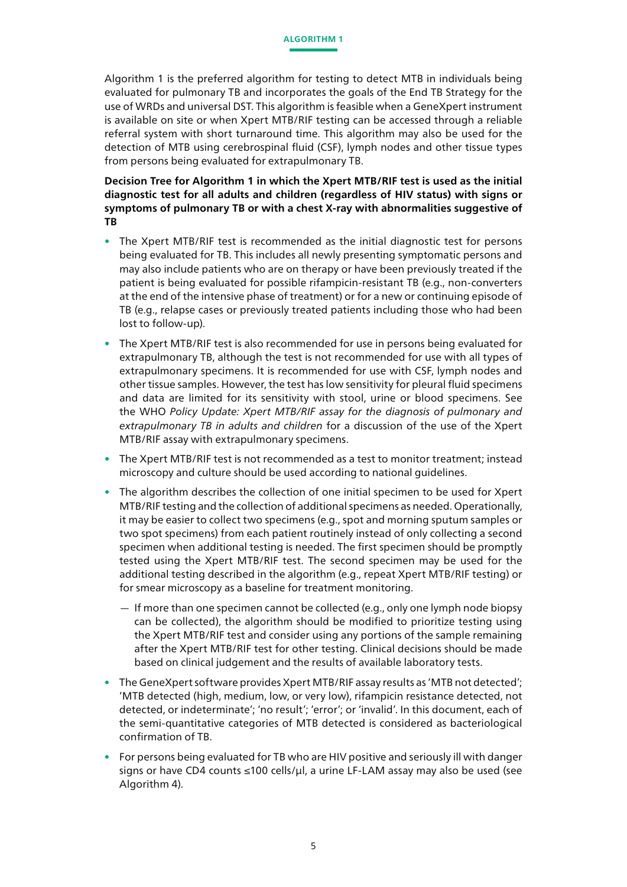# ALGORITHM 1

Algorithm 1 is the preferred algorithm for testing to detect MTB in individuals being evaluated for pulmonary TB and incorporates the goals of the End TB Strategy for the use of WRDs and universal DST. This algorithm is feasible when a GeneXpert instrument is available on site or when Xpert MTB/RIF testing can be accessed through a reliable referral system with short turnaround time. This algorithm may also be used for the detection of MTB using cerebrospinal fluid (CSF), lymph nodes and other tissue types from persons being evaluated for extrapulmonary TB.

**Decision Tree for Algorithm 1 in which the Xpert MTB/RIF test is used as the initial diagnostic test for all adults and children (regardless of HIV status) with signs or symptoms of pulmonary TB or with a chest X-ray with abnormalities suggestive of TB**

- The Xpert MTB/RIF test is recommended as the initial diagnostic test for persons being evaluated for TB. This includes all newly presenting symptomatic persons and may also include patients who are on therapy or have been previously treated if the patient is being evaluated for possible rifampicin-resistant TB (e.g., non-converters at the end of the intensive phase of treatment) or for a new or continuing episode of TB (e.g., relapse cases or previously treated patients including those who had been lost to follow-up).
- The Xpert MTB/RIF test is also recommended for use in persons being evaluated for extrapulmonary TB, although the test is not recommended for use with all types of extrapulmonary specimens. It is recommended for use with CSF, lymph nodes and other tissue samples. However, the test has low sensitivity for pleural fluid specimens and data are limited for its sensitivity with stool, urine or blood specimens. See the WHO *Policy Update: Xpert MTB/RIF assay for the diagnosis of pulmonary and extrapulmonary TB in adults and children* for a discussion of the use of the Xpert MTB/RIF assay with extrapulmonary specimens.
- The Xpert MTB/RIF test is not recommended as a test to monitor treatment; instead microscopy and culture should be used according to national guidelines.
- The algorithm describes the collection of one initial specimen to be used for Xpert MTB/RIF testing and the collection of additional specimens as needed. Operationally, it may be easier to collect two specimens (e.g., spot and morning sputum samples or two spot specimens) from each patient routinely instead of only collecting a second specimen when additional testing is needed. The first specimen should be promptly tested using the Xpert MTB/RIF test. The second specimen may be used for the additional testing described in the algorithm (e.g., repeat Xpert MTB/RIF testing) or for smear microscopy as a baseline for treatment monitoring.
  - If more than one specimen cannot be collected (e.g., only one lymph node biopsy can be collected), the algorithm should be modified to prioritize testing using the Xpert MTB/RIF test and consider using any portions of the sample remaining after the Xpert MTB/RIF test for other testing. Clinical decisions should be made based on clinical judgement and the results of available laboratory tests.
- The GeneXpert software provides Xpert MTB/RIF assay results as 'MTB not detected'; 'MTB detected (high, medium, low, or very low), rifampicin resistance detected, not detected, or indeterminate'; 'no result'; 'error'; or 'invalid'. In this document, each of the semi-quantitative categories of MTB detected is considered as bacteriological confirmation of TB.
- For persons being evaluated for TB who are HIV positive and seriously ill with danger signs or have CD4 counts ≤100 cells/µl, a urine LF-LAM assay may also be used (see Algorithm 4).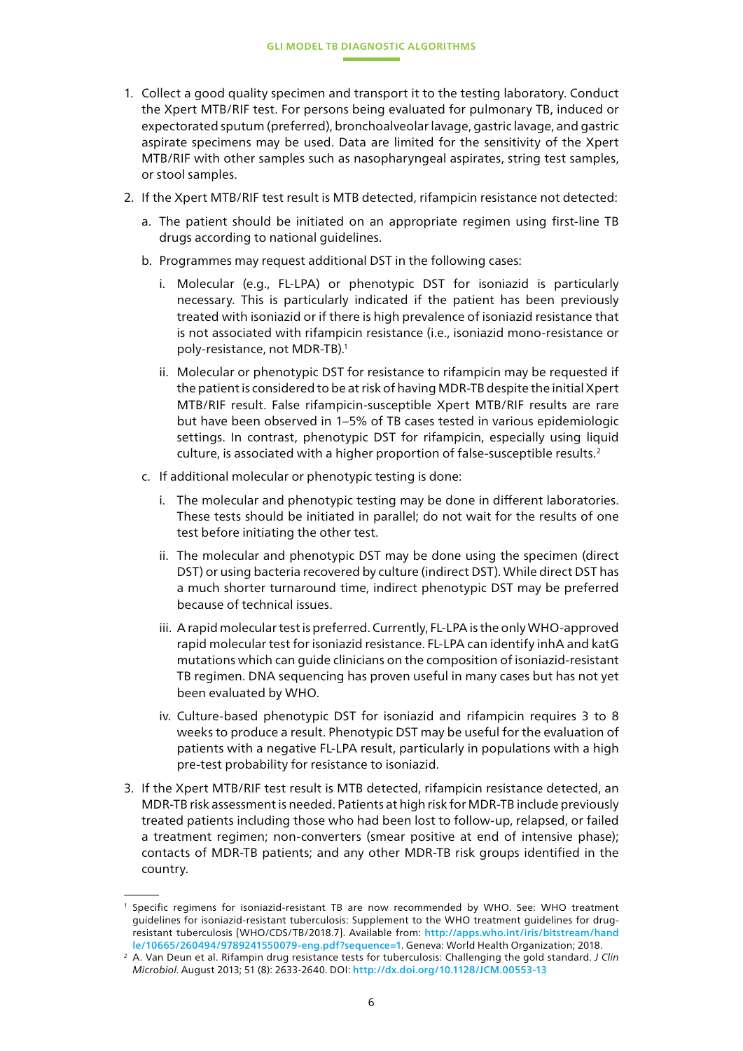1. Collect a good quality specimen and transport it to the testing laboratory. Conduct the Xpert MTB/RIF test. For persons being evaluated for pulmonary TB, induced or expectorated sputum (preferred), bronchoalveolar lavage, gastric lavage, and gastric aspirate specimens may be used. Data are limited for the sensitivity of the Xpert MTB/RIF with other samples such as nasopharyngeal aspirates, string test samples, or stool samples.
2. If the Xpert MTB/RIF test result is MTB detected, rifampicin resistance not detected:
   a. The patient should be initiated on an appropriate regimen using first-line TB drugs according to national guidelines.
   b. Programmes may request additional DST in the following cases:
      i. Molecular (e.g., FL-LPA) or phenotypic DST for isoniazid is particularly necessary. This is particularly indicated if the patient has been previously treated with isoniazid or if there is high prevalence of isoniazid resistance that is not associated with rifampicin resistance (i.e., isoniazid mono-resistance or poly-resistance, not MDR-TB).[1]
      ii. Molecular or phenotypic DST for resistance to rifampicin may be requested if the patient is considered to be at risk of having MDR-TB despite the initial Xpert MTB/RIF result. False rifampicin-susceptible Xpert MTB/RIF results are rare but have been observed in 1–5% of TB cases tested in various epidemiologic settings. In contrast, phenotypic DST for rifampicin, especially using liquid culture, is associated with a higher proportion of false-susceptible results.[2]
   c. If additional molecular or phenotypic testing is done:
      i. The molecular and phenotypic testing may be done in different laboratories. These tests should be initiated in parallel; do not wait for the results of one test before initiating the other test.
      ii. The molecular and phenotypic DST may be done using the specimen (direct DST) or using bacteria recovered by culture (indirect DST). While direct DST has a much shorter turnaround time, indirect phenotypic DST may be preferred because of technical issues.
      iii. A rapid molecular test is preferred. Currently, FL-LPA is the only WHO-approved rapid molecular test for isoniazid resistance. FL-LPA can identify inhA and katG mutations which can guide clinicians on the composition of isoniazid-resistant TB regimen. DNA sequencing has proven useful in many cases but has not yet been evaluated by WHO.
      iv. Culture-based phenotypic DST for isoniazid and rifampicin requires 3 to 8 weeks to produce a result. Phenotypic DST may be useful for the evaluation of patients with a negative FL-LPA result, particularly in populations with a high pre-test probability for resistance to isoniazid.
3. If the Xpert MTB/RIF test result is MTB detected, rifampicin resistance detected, an MDR-TB risk assessment is needed. Patients at high risk for MDR-TB include previously treated patients including those who had been lost to follow-up, relapsed, or failed a treatment regimen; non-converters (smear positive at end of intensive phase); contacts of MDR-TB patients; and any other MDR-TB risk groups identified in the country.

---

[1] Specific regimens for isoniazid-resistant TB are now recommended by WHO. See: WHO treatment guidelines for isoniazid-resistant tuberculosis: Supplement to the WHO treatment guidelines for drug-resistant tuberculosis [WHO/CDS/TB/2018.7]. Available from: http://apps.who.int/iris/bitstream/handle/10665/260494/9789241550079-eng.pdf?sequence=1. Geneva: World Health Organization; 2018.

[2] A. Van Deun et al. Rifampin drug resistance tests for tuberculosis: Challenging the gold standard. *J Clin Microbiol.* August 2013; 51 (8): 2633-2640. DOI: http://dx.doi.org/10.1128/JCM.00553-13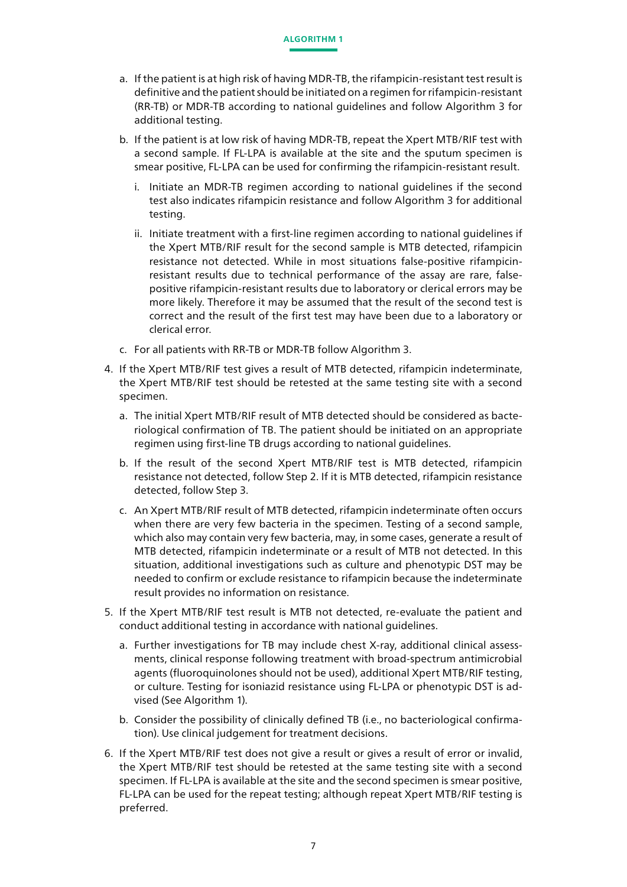a. If the patient is at high risk of having MDR-TB, the rifampicin-resistant test result is definitive and the patient should be initiated on a regimen for rifampicin-resistant (RR-TB) or MDR-TB according to national guidelines and follow Algorithm 3 for additional testing.

b. If the patient is at low risk of having MDR-TB, repeat the Xpert MTB/RIF test with a second sample. If FL-LPA is available at the site and the sputum specimen is smear positive, FL-LPA can be used for confirming the rifampicin-resistant result.

   i. Initiate an MDR-TB regimen according to national guidelines if the second test also indicates rifampicin resistance and follow Algorithm 3 for additional testing.

   ii. Initiate treatment with a first-line regimen according to national guidelines if the Xpert MTB/RIF result for the second sample is MTB detected, rifampicin resistance not detected. While in most situations false-positive rifampicin-resistant results due to technical performance of the assay are rare, false-positive rifampicin-resistant results due to laboratory or clerical errors may be more likely. Therefore it may be assumed that the result of the second test is correct and the result of the first test may have been due to a laboratory or clerical error.

c. For all patients with RR-TB or MDR-TB follow Algorithm 3.

4. If the Xpert MTB/RIF test gives a result of MTB detected, rifampicin indeterminate, the Xpert MTB/RIF test should be retested at the same testing site with a second specimen.

   a. The initial Xpert MTB/RIF result of MTB detected should be considered as bacteriological confirmation of TB. The patient should be initiated on an appropriate regimen using first-line TB drugs according to national guidelines.

   b. If the result of the second Xpert MTB/RIF test is MTB detected, rifampicin resistance not detected, follow Step 2. If it is MTB detected, rifampicin resistance detected, follow Step 3.

   c. An Xpert MTB/RIF result of MTB detected, rifampicin indeterminate often occurs when there are very few bacteria in the specimen. Testing of a second sample, which also may contain very few bacteria, may, in some cases, generate a result of MTB detected, rifampicin indeterminate or a result of MTB not detected. In this situation, additional investigations such as culture and phenotypic DST may be needed to confirm or exclude resistance to rifampicin because the indeterminate result provides no information on resistance.

5. If the Xpert MTB/RIF test result is MTB not detected, re-evaluate the patient and conduct additional testing in accordance with national guidelines.

   a. Further investigations for TB may include chest X-ray, additional clinical assessments, clinical response following treatment with broad-spectrum antimicrobial agents (fluoroquinolones should not be used), additional Xpert MTB/RIF testing, or culture. Testing for isoniazid resistance using FL-LPA or phenotypic DST is advised (See Algorithm 1).

   b. Consider the possibility of clinically defined TB (i.e., no bacteriological confirmation). Use clinical judgement for treatment decisions.

6. If the Xpert MTB/RIF test does not give a result or gives a result of error or invalid, the Xpert MTB/RIF test should be retested at the same testing site with a second specimen. If FL-LPA is available at the site and the second specimen is smear positive, FL-LPA can be used for the repeat testing; although repeat Xpert MTB/RIF testing is preferred.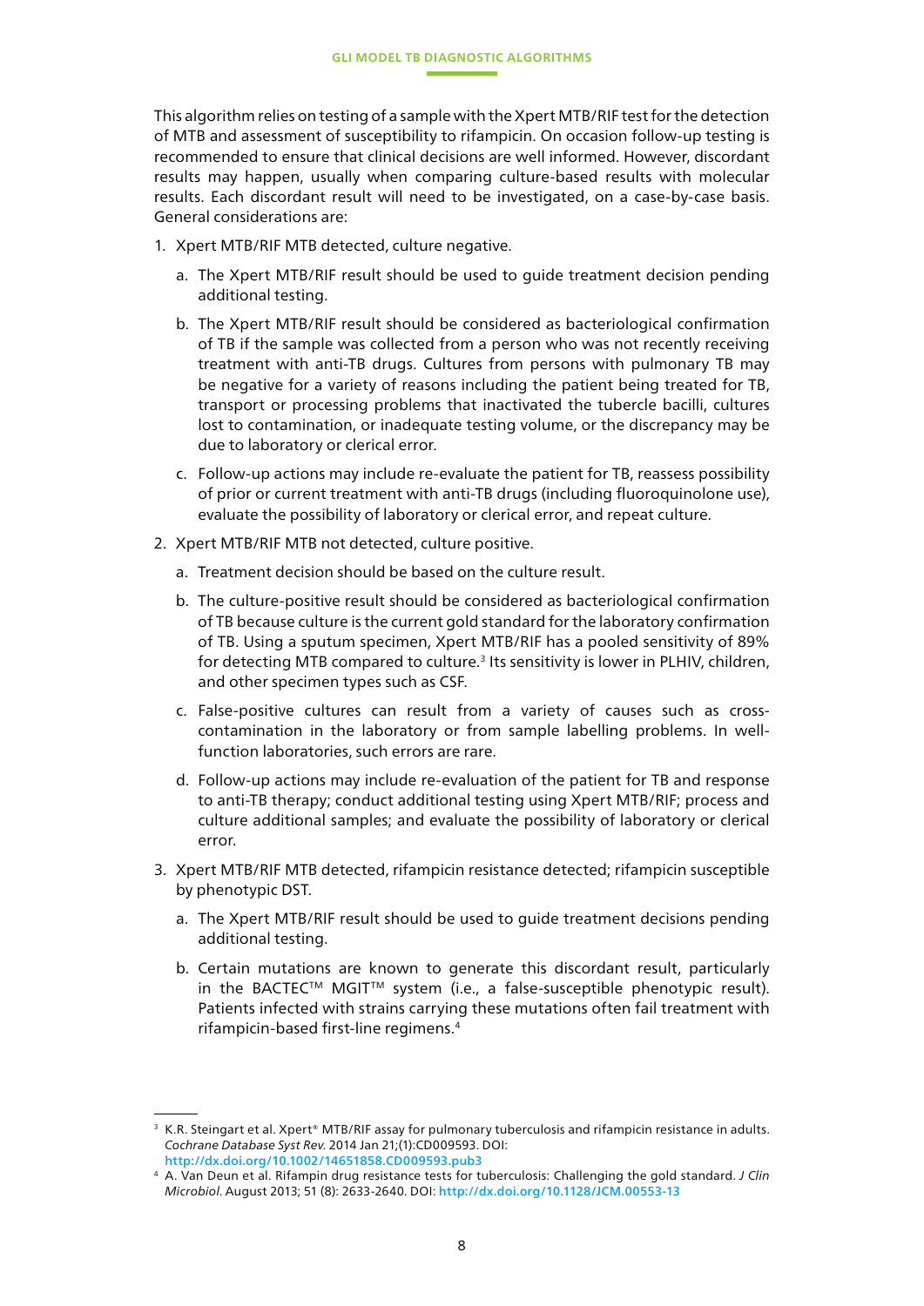This algorithm relies on testing of a sample with the Xpert MTB/RIF test for the detection of MTB and assessment of susceptibility to rifampicin. On occasion follow-up testing is recommended to ensure that clinical decisions are well informed. However, discordant results may happen, usually when comparing culture-based results with molecular results. Each discordant result will need to be investigated, on a case-by-case basis. General considerations are:

1. Xpert MTB/RIF MTB detected, culture negative.
   a. The Xpert MTB/RIF result should be used to guide treatment decision pending additional testing.
   b. The Xpert MTB/RIF result should be considered as bacteriological confirmation of TB if the sample was collected from a person who was not recently receiving treatment with anti-TB drugs. Cultures from persons with pulmonary TB may be negative for a variety of reasons including the patient being treated for TB, transport or processing problems that inactivated the tubercle bacilli, cultures lost to contamination, or inadequate testing volume, or the discrepancy may be due to laboratory or clerical error.
   c. Follow-up actions may include re-evaluate the patient for TB, reassess possibility of prior or current treatment with anti-TB drugs (including fluoroquinolone use), evaluate the possibility of laboratory or clerical error, and repeat culture.
2. Xpert MTB/RIF MTB not detected, culture positive.
   a. Treatment decision should be based on the culture result.
   b. The culture-positive result should be considered as bacteriological confirmation of TB because culture is the current gold standard for the laboratory confirmation of TB. Using a sputum specimen, Xpert MTB/RIF has a pooled sensitivity of 89% for detecting MTB compared to culture.[3] Its sensitivity is lower in PLHIV, children, and other specimen types such as CSF.
   c. False-positive cultures can result from a variety of causes such as cross-contamination in the laboratory or from sample labelling problems. In well-function laboratories, such errors are rare.
   d. Follow-up actions may include re-evaluation of the patient for TB and response to anti-TB therapy; conduct additional testing using Xpert MTB/RIF; process and culture additional samples; and evaluate the possibility of laboratory or clerical error.
3. Xpert MTB/RIF MTB detected, rifampicin resistance detected; rifampicin susceptible by phenotypic DST.
   a. The Xpert MTB/RIF result should be used to guide treatment decisions pending additional testing.
   b. Certain mutations are known to generate this discordant result, particularly in the BACTEC™ MGIT™ system (i.e., a false-susceptible phenotypic result). Patients infected with strains carrying these mutations often fail treatment with rifampicin-based first-line regimens.[4]

---

[3] K.R. Steingart et al. Xpert® MTB/RIF assay for pulmonary tuberculosis and rifampicin resistance in adults. *Cochrane Database Syst Rev.* 2014 Jan 21;(1):CD009593. DOI: http://dx.doi.org/10.1002/14651858.CD009593.pub3

[4] A. Van Deun et al. Rifampin drug resistance tests for tuberculosis: Challenging the gold standard. *J Clin Microbiol.* August 2013; 51 (8): 2633-2640. DOI: http://dx.doi.org/10.1128/JCM.00553-13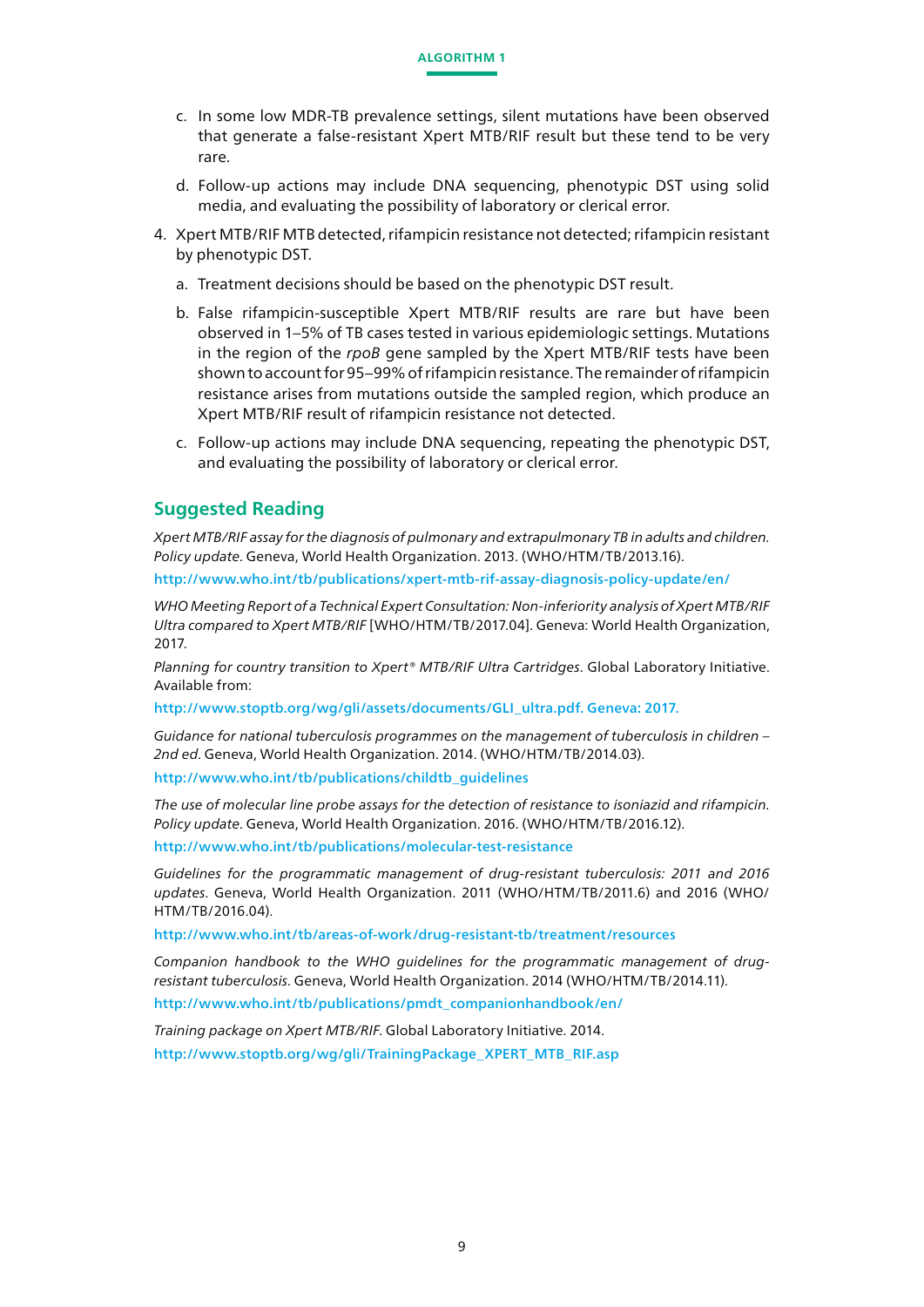c. In some low MDR-TB prevalence settings, silent mutations have been observed that generate a false-resistant Xpert MTB/RIF result but these tend to be very rare.

d. Follow-up actions may include DNA sequencing, phenotypic DST using solid media, and evaluating the possibility of laboratory or clerical error.

4. Xpert MTB/RIF MTB detected, rifampicin resistance not detected; rifampicin resistant by phenotypic DST.

   a. Treatment decisions should be based on the phenotypic DST result.

   b. False rifampicin-susceptible Xpert MTB/RIF results are rare but have been observed in 1–5% of TB cases tested in various epidemiologic settings. Mutations in the region of the *rpoB* gene sampled by the Xpert MTB/RIF tests have been shown to account for 95–99% of rifampicin resistance. The remainder of rifampicin resistance arises from mutations outside the sampled region, which produce an Xpert MTB/RIF result of rifampicin resistance not detected.

   c. Follow-up actions may include DNA sequencing, repeating the phenotypic DST, and evaluating the possibility of laboratory or clerical error.

## Suggested Reading

*Xpert MTB/RIF assay for the diagnosis of pulmonary and extrapulmonary TB in adults and children. Policy update*. Geneva, World Health Organization. 2013. (WHO/HTM/TB/2013.16).

http://www.who.int/tb/publications/xpert-mtb-rif-assay-diagnosis-policy-update/en/

*WHO Meeting Report of a Technical Expert Consultation: Non-inferiority analysis of Xpert MTB/RIF Ultra compared to Xpert MTB/RIF* [WHO/HTM/TB/2017.04]. Geneva: World Health Organization, 2017.

*Planning for country transition to Xpert® MTB/RIF Ultra Cartridges*. Global Laboratory Initiative. Available from:

http://www.stoptb.org/wg/gli/assets/documents/GLI_ultra.pdf. Geneva: 2017.

*Guidance for national tuberculosis programmes on the management of tuberculosis in children – 2nd ed*. Geneva, World Health Organization. 2014. (WHO/HTM/TB/2014.03).

http://www.who.int/tb/publications/childtb_guidelines

*The use of molecular line probe assays for the detection of resistance to isoniazid and rifampicin. Policy update*. Geneva, World Health Organization. 2016. (WHO/HTM/TB/2016.12).

http://www.who.int/tb/publications/molecular-test-resistance

*Guidelines for the programmatic management of drug-resistant tuberculosis: 2011 and 2016 updates*. Geneva, World Health Organization. 2011 (WHO/HTM/TB/2011.6) and 2016 (WHO/HTM/TB/2016.04).

http://www.who.int/tb/areas-of-work/drug-resistant-tb/treatment/resources

*Companion handbook to the WHO guidelines for the programmatic management of drug-resistant tuberculosis*. Geneva, World Health Organization. 2014 (WHO/HTM/TB/2014.11).

http://www.who.int/tb/publications/pmdt_companionhandbook/en/

*Training package on Xpert MTB/RIF*. Global Laboratory Initiative. 2014.

http://www.stoptb.org/wg/gli/TrainingPackage_XPERT_MTB_RIF.asp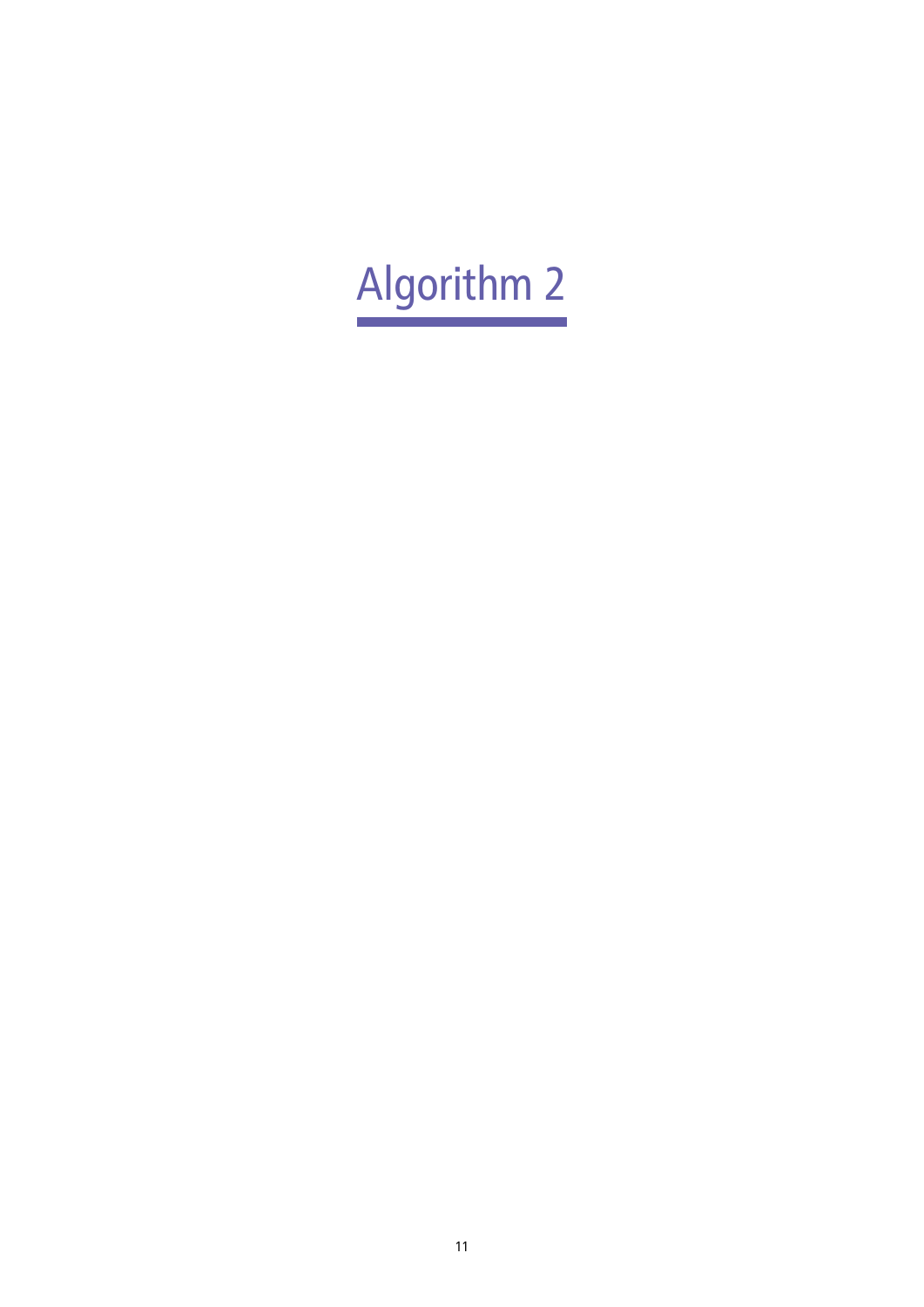# Algorithm 2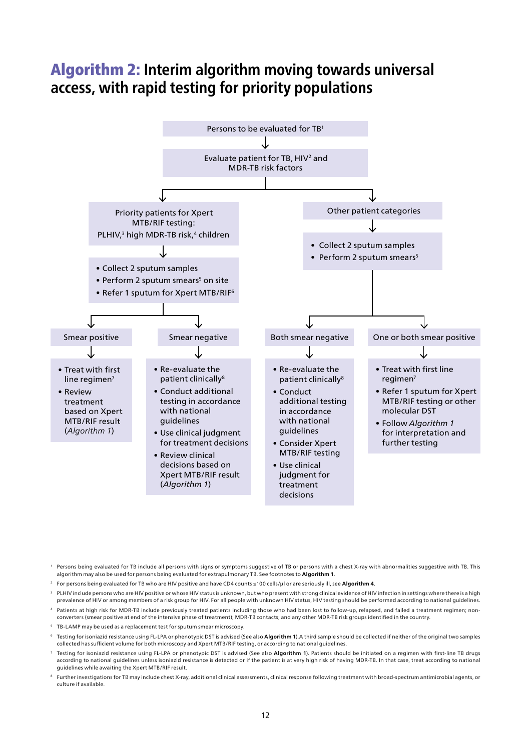# Algorithm 2: Interim algorithm moving towards universal access, with rapid testing for priority populations

Persons to be evaluated for TB[1]

↓

Evaluate patient for TB, HIV[2] and MDR-TB risk factors

↓

**Priority patients for Xpert MTB/RIF testing:**
PLHIV,[3] high MDR-TB risk,[4] children

↓

- Collect 2 sputum samples
- Perform 2 sputum smears[5] on site
- Refer 1 sputum for Xpert MTB/RIF[6]

↓

**Smear positive**

- Treat with first line regimen[7]
- Review treatment based on Xpert MTB/RIF result (*Algorithm 1*)

**Smear negative**

- Re-evaluate the patient clinically[8]
- Conduct additional testing in accordance with national guidelines
- Use clinical judgment for treatment decisions
- Review clinical decisions based on Xpert MTB/RIF result (*Algorithm 1*)

**Other patient categories**

↓

- Collect 2 sputum samples
- Perform 2 sputum smears[5]

↓

**Both smear negative**

- Re-evaluate the patient clinically[8]
- Conduct additional testing in accordance with national guidelines
- Consider Xpert MTB/RIF testing
- Use clinical judgment for treatment decisions

**One or both smear positive**

- Treat with first line regimen[7]
- Refer 1 sputum for Xpert MTB/RIF testing or other molecular DST
- Follow *Algorithm 1* for interpretation and further testing

---

[1] Persons being evaluated for TB include all persons with signs or symptoms suggestive of TB or persons with a chest X-ray with abnormalities suggestive with TB. This algorithm may also be used for persons being evaluated for extrapulmonary TB. See footnotes to **Algorithm 1**.

[2] For persons being evaluated for TB who are HIV positive and have CD4 counts ≤100 cells/µl or are seriously ill, see **Algorithm 4**.

[3] PLHIV include persons who are HIV positive or whose HIV status is unknown, but who present with strong clinical evidence of HIV infection in settings where there is a high prevalence of HIV or among members of a risk group for HIV. For all people with unknown HIV status, HIV testing should be performed according to national guidelines.

[4] Patients at high risk for MDR-TB include previously treated patients including those who had been lost to follow-up, relapsed, and failed a treatment regimen; non-converters (smear positive at end of the intensive phase of treatment); MDR-TB contacts; and any other MDR-TB risk groups identified in the country.

[5] TB-LAMP may be used as a replacement test for sputum smear microscopy.

[6] Testing for isoniazid resistance using FL-LPA or phenotypic DST is advised (See also **Algorithm 1**).A third sample should be collected if neither of the original two samples collected has sufficient volume for both microscopy and Xpert MTB/RIF testing, or according to national guidelines.

[7] Testing for isoniazid resistance using FL-LPA or phenotypic DST is advised (See also **Algorithm 1**). Patients should be initiated on a regimen with first-line TB drugs according to national guidelines unless isoniazid resistance is detected or if the patient is at very high risk of having MDR-TB. In that case, treat according to national guidelines while awaiting the Xpert MTB/RIF result.

[8] Further investigations for TB may include chest X-ray, additional clinical assessments, clinical response following treatment with broad-spectrum antimicrobial agents, or culture if available.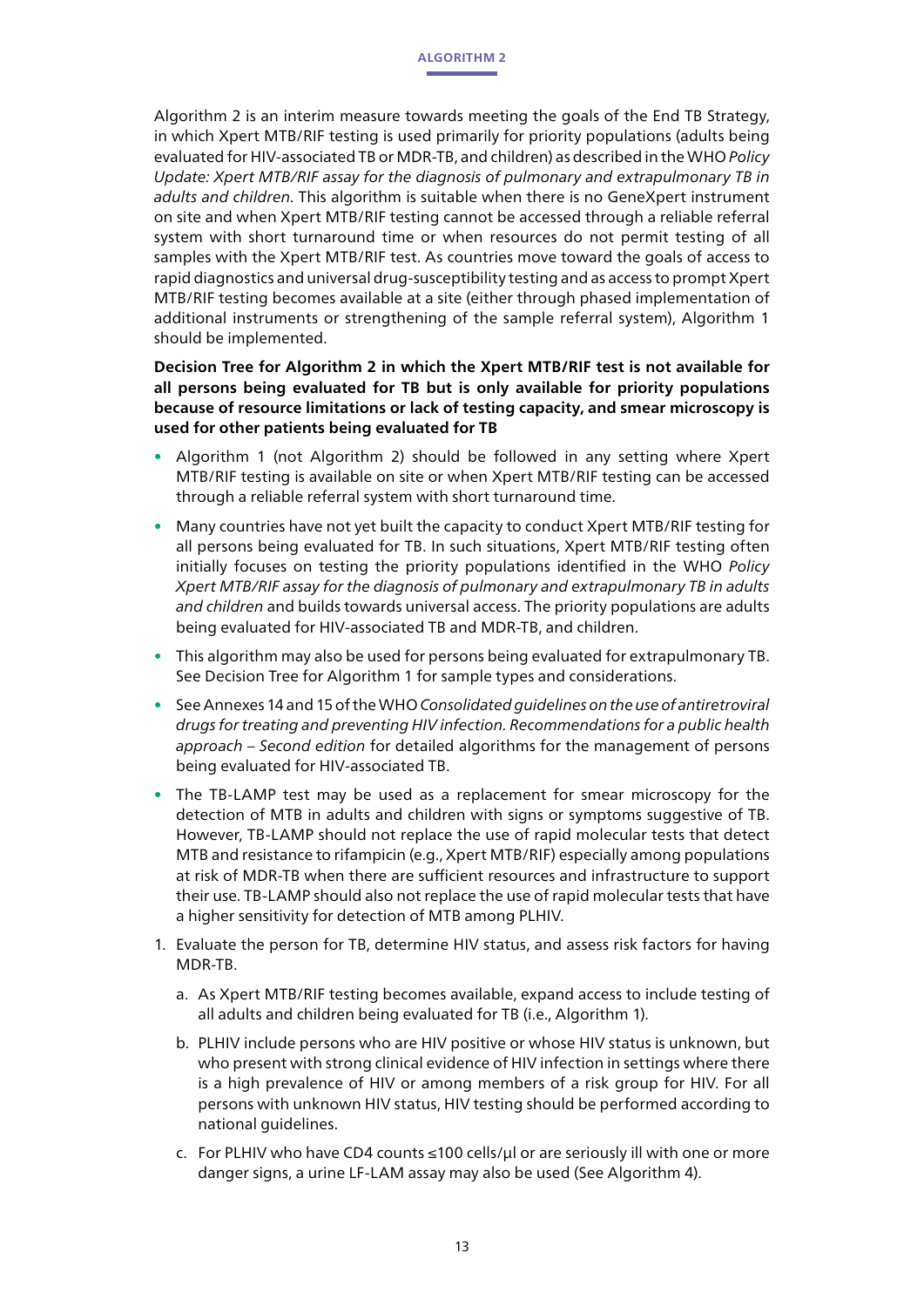Algorithm 2 is an interim measure towards meeting the goals of the End TB Strategy, in which Xpert MTB/RIF testing is used primarily for priority populations (adults being evaluated for HIV-associated TB or MDR-TB, and children) as described in the WHO *Policy Update: Xpert MTB/RIF assay for the diagnosis of pulmonary and extrapulmonary TB in adults and children*. This algorithm is suitable when there is no GeneXpert instrument on site and when Xpert MTB/RIF testing cannot be accessed through a reliable referral system with short turnaround time or when resources do not permit testing of all samples with the Xpert MTB/RIF test. As countries move toward the goals of access to rapid diagnostics and universal drug-susceptibility testing and as access to prompt Xpert MTB/RIF testing becomes available at a site (either through phased implementation of additional instruments or strengthening of the sample referral system), Algorithm 1 should be implemented.

**Decision Tree for Algorithm 2 in which the Xpert MTB/RIF test is not available for all persons being evaluated for TB but is only available for priority populations because of resource limitations or lack of testing capacity, and smear microscopy is used for other patients being evaluated for TB**

- Algorithm 1 (not Algorithm 2) should be followed in any setting where Xpert MTB/RIF testing is available on site or when Xpert MTB/RIF testing can be accessed through a reliable referral system with short turnaround time.
- Many countries have not yet built the capacity to conduct Xpert MTB/RIF testing for all persons being evaluated for TB. In such situations, Xpert MTB/RIF testing often initially focuses on testing the priority populations identified in the WHO *Policy Xpert MTB/RIF assay for the diagnosis of pulmonary and extrapulmonary TB in adults and children* and builds towards universal access. The priority populations are adults being evaluated for HIV-associated TB and MDR-TB, and children.
- This algorithm may also be used for persons being evaluated for extrapulmonary TB. See Decision Tree for Algorithm 1 for sample types and considerations.
- See Annexes 14 and 15 of the WHO *Consolidated guidelines on the use of antiretroviral drugs for treating and preventing HIV infection. Recommendations for a public health approach – Second edition* for detailed algorithms for the management of persons being evaluated for HIV-associated TB.
- The TB-LAMP test may be used as a replacement for smear microscopy for the detection of MTB in adults and children with signs or symptoms suggestive of TB. However, TB-LAMP should not replace the use of rapid molecular tests that detect MTB and resistance to rifampicin (e.g., Xpert MTB/RIF) especially among populations at risk of MDR-TB when there are sufficient resources and infrastructure to support their use. TB-LAMP should also not replace the use of rapid molecular tests that have a higher sensitivity for detection of MTB among PLHIV.

1. Evaluate the person for TB, determine HIV status, and assess risk factors for having MDR-TB.
   a. As Xpert MTB/RIF testing becomes available, expand access to include testing of all adults and children being evaluated for TB (i.e., Algorithm 1).
   b. PLHIV include persons who are HIV positive or whose HIV status is unknown, but who present with strong clinical evidence of HIV infection in settings where there is a high prevalence of HIV or among members of a risk group for HIV. For all persons with unknown HIV status, HIV testing should be performed according to national guidelines.
   c. For PLHIV who have CD4 counts ≤100 cells/µl or are seriously ill with one or more danger signs, a urine LF-LAM assay may also be used (See Algorithm 4).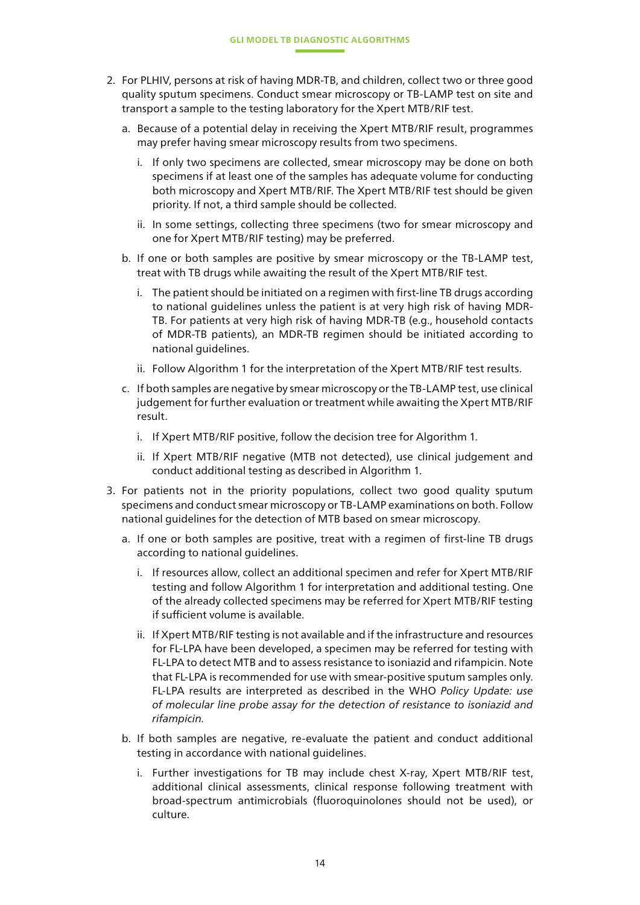2. For PLHIV, persons at risk of having MDR-TB, and children, collect two or three good quality sputum specimens. Conduct smear microscopy or TB-LAMP test on site and transport a sample to the testing laboratory for the Xpert MTB/RIF test.

   a. Because of a potential delay in receiving the Xpert MTB/RIF result, programmes may prefer having smear microscopy results from two specimens.

      i. If only two specimens are collected, smear microscopy may be done on both specimens if at least one of the samples has adequate volume for conducting both microscopy and Xpert MTB/RIF. The Xpert MTB/RIF test should be given priority. If not, a third sample should be collected.

      ii. In some settings, collecting three specimens (two for smear microscopy and one for Xpert MTB/RIF testing) may be preferred.

   b. If one or both samples are positive by smear microscopy or the TB-LAMP test, treat with TB drugs while awaiting the result of the Xpert MTB/RIF test.

      i. The patient should be initiated on a regimen with first-line TB drugs according to national guidelines unless the patient is at very high risk of having MDR-TB. For patients at very high risk of having MDR-TB (e.g., household contacts of MDR-TB patients), an MDR-TB regimen should be initiated according to national guidelines.

      ii. Follow Algorithm 1 for the interpretation of the Xpert MTB/RIF test results.

   c. If both samples are negative by smear microscopy or the TB-LAMP test, use clinical judgement for further evaluation or treatment while awaiting the Xpert MTB/RIF result.

      i. If Xpert MTB/RIF positive, follow the decision tree for Algorithm 1.

      ii. If Xpert MTB/RIF negative (MTB not detected), use clinical judgement and conduct additional testing as described in Algorithm 1.

3. For patients not in the priority populations, collect two good quality sputum specimens and conduct smear microscopy or TB-LAMP examinations on both. Follow national guidelines for the detection of MTB based on smear microscopy.

   a. If one or both samples are positive, treat with a regimen of first-line TB drugs according to national guidelines.

      i. If resources allow, collect an additional specimen and refer for Xpert MTB/RIF testing and follow Algorithm 1 for interpretation and additional testing. One of the already collected specimens may be referred for Xpert MTB/RIF testing if sufficient volume is available.

      ii. If Xpert MTB/RIF testing is not available and if the infrastructure and resources for FL-LPA have been developed, a specimen may be referred for testing with FL-LPA to detect MTB and to assess resistance to isoniazid and rifampicin. Note that FL-LPA is recommended for use with smear-positive sputum samples only. FL-LPA results are interpreted as described in the WHO *Policy Update: use of molecular line probe assay for the detection of resistance to isoniazid and rifampicin*.

   b. If both samples are negative, re-evaluate the patient and conduct additional testing in accordance with national guidelines.

      i. Further investigations for TB may include chest X-ray, Xpert MTB/RIF test, additional clinical assessments, clinical response following treatment with broad-spectrum antimicrobials (fluoroquinolones should not be used), or culture.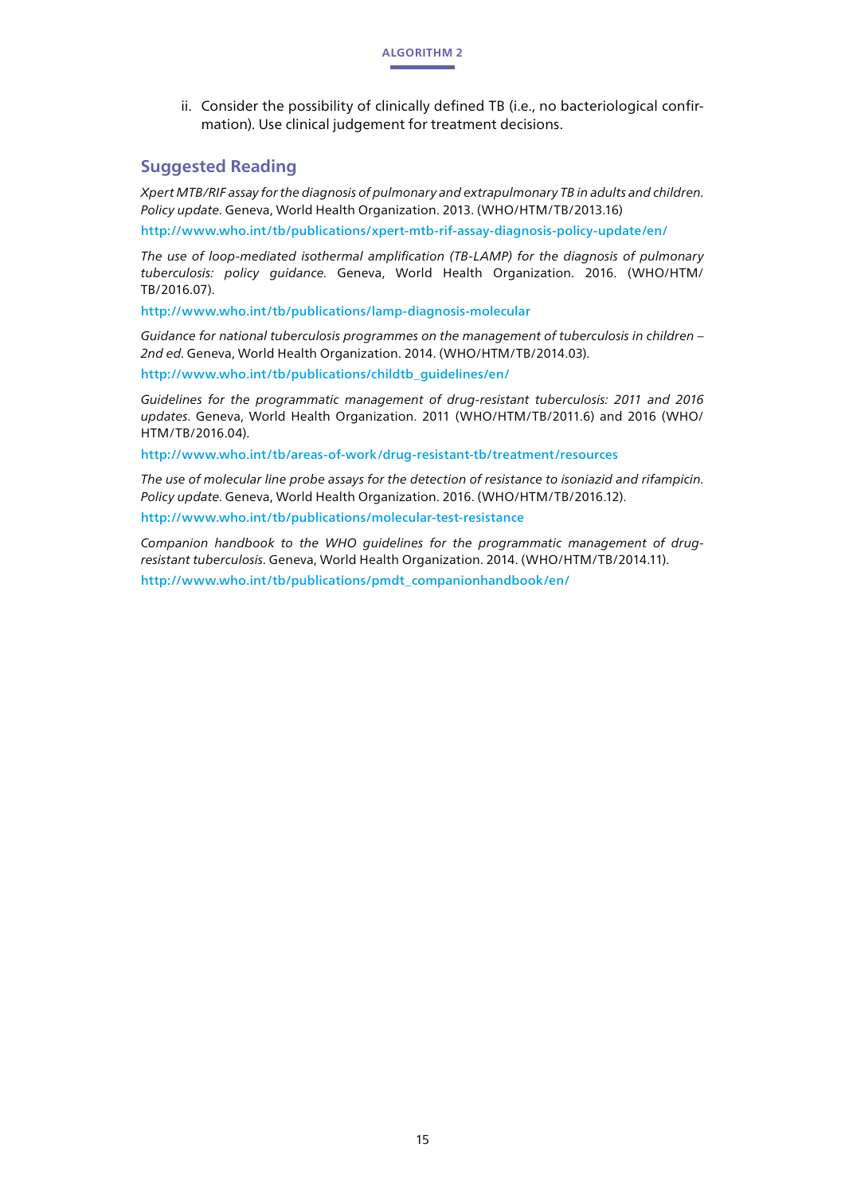ii. Consider the possibility of clinically defined TB (i.e., no bacteriological confirmation). Use clinical judgement for treatment decisions.

## Suggested Reading

*Xpert MTB/RIF assay for the diagnosis of pulmonary and extrapulmonary TB in adults and children. Policy update*. Geneva, World Health Organization. 2013. (WHO/HTM/TB/2013.16)

http://www.who.int/tb/publications/xpert-mtb-rif-assay-diagnosis-policy-update/en/

*The use of loop-mediated isothermal amplification (TB-LAMP) for the diagnosis of pulmonary tuberculosis: policy guidance*. Geneva, World Health Organization. 2016. (WHO/HTM/TB/2016.07).

http://www.who.int/tb/publications/lamp-diagnosis-molecular

*Guidance for national tuberculosis programmes on the management of tuberculosis in children – 2nd ed*. Geneva, World Health Organization. 2014. (WHO/HTM/TB/2014.03).

http://www.who.int/tb/publications/childtb_guidelines/en/

*Guidelines for the programmatic management of drug-resistant tuberculosis: 2011 and 2016 updates*. Geneva, World Health Organization. 2011 (WHO/HTM/TB/2011.6) and 2016 (WHO/HTM/TB/2016.04).

http://www.who.int/tb/areas-of-work/drug-resistant-tb/treatment/resources

*The use of molecular line probe assays for the detection of resistance to isoniazid and rifampicin. Policy update*. Geneva, World Health Organization. 2016. (WHO/HTM/TB/2016.12).

http://www.who.int/tb/publications/molecular-test-resistance

*Companion handbook to the WHO guidelines for the programmatic management of drug-resistant tuberculosis*. Geneva, World Health Organization. 2014. (WHO/HTM/TB/2014.11).

http://www.who.int/tb/publications/pmdt_companionhandbook/en/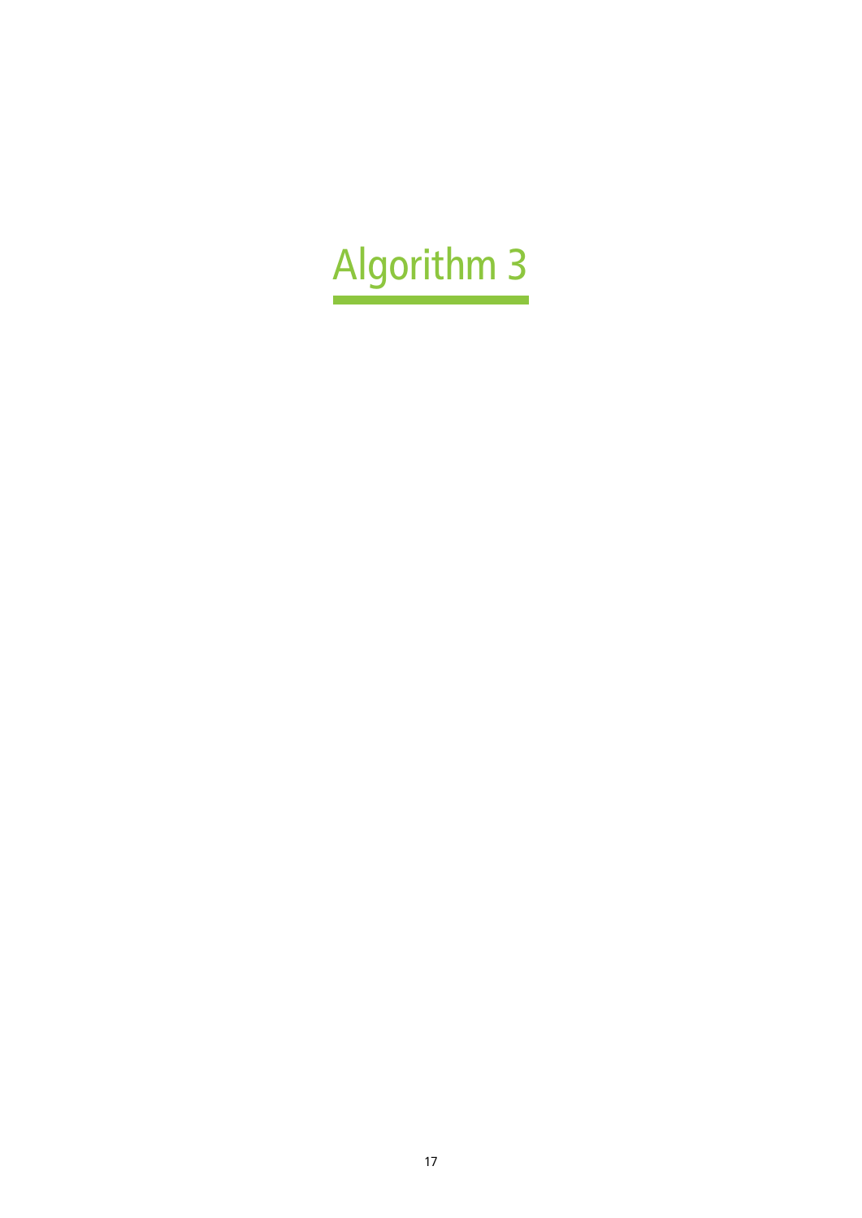# Algorithm 3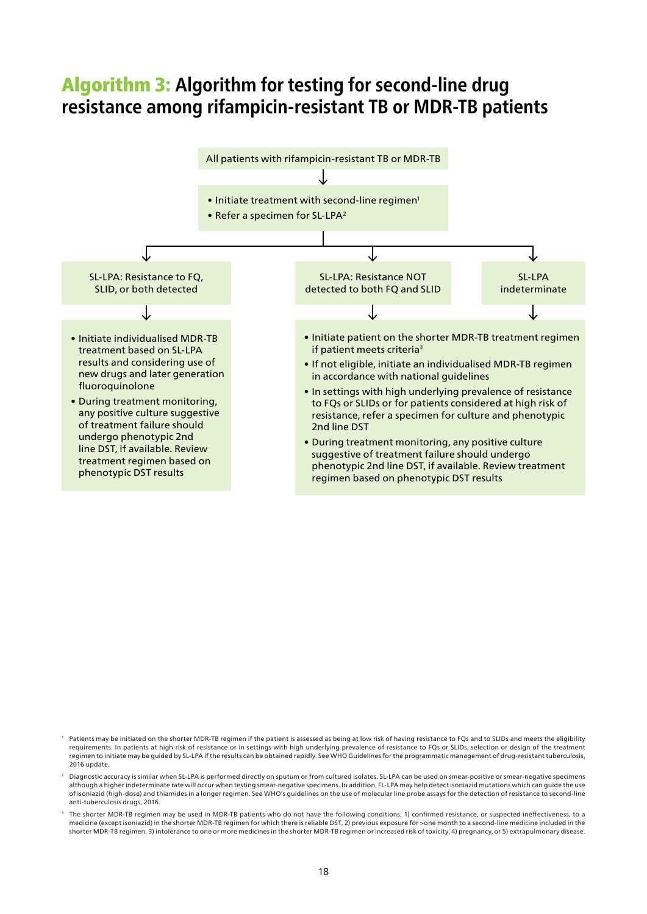## Algorithm 3: Algorithm for testing for second-line drug resistance among rifampicin-resistant TB or MDR-TB patients

All patients with rifampicin-resistant TB or MDR-TB

↓

- Initiate treatment with second-line regimen[1]
- Refer a specimen for SL-LPA[2]

↓

**SL-LPA: Resistance to FQ, SLID, or both detected**

↓

- Initiate individualised MDR-TB treatment based on SL-LPA results and considering use of new drugs and later generation fluoroquinolone
- During treatment monitoring, any positive culture suggestive of treatment failure should undergo phenotypic 2nd line DST, if available. Review treatment regimen based on phenotypic DST results

**SL-LPA: Resistance NOT detected to both FQ and SLID** / **SL-LPA indeterminate**

↓

- Initiate patient on the shorter MDR-TB treatment regimen if patient meets criteria[3]
- If not eligible, initiate an individualised MDR-TB regimen in accordance with national guidelines
- In settings with high underlying prevalence of resistance to FQs or SLIDs or for patients considered at high risk of resistance, refer a specimen for culture and phenotypic 2nd line DST
- During treatment monitoring, any positive culture suggestive of treatment failure should undergo phenotypic 2nd line DST, if available. Review treatment regimen based on phenotypic DST results

---

[1] Patients may be initiated on the shorter MDR-TB regimen if the patient is assessed as being at low risk of having resistance to FQs and to SLIDs and meets the eligibility requirements. In patients at high risk of resistance or in settings with high underlying prevalence of resistance to FQs or SLIDs, selection or design of the treatment regimen to initiate may be guided by SL-LPA if the results can be obtained rapidly. See WHO Guidelines for the programmatic management of drug-resistant tuberculosis, 2016 update.

[2] Diagnostic accuracy is similar when SL-LPA is performed directly on sputum or from cultured isolates. SL-LPA can be used on smear-positive or smear-negative specimens although a higher indeterminate rate will occur when testing smear-negative specimens. In addition, FL-LPA may help detect isoniazid mutations which can guide the use of isoniazid (high-dose) and thiamides in a longer regimen. See WHO's guidelines on the use of molecular line probe assays for the detection of resistance to second-line anti-tuberculosis drugs, 2016.

[3] The shorter MDR-TB regimen may be used in MDR-TB patients who do not have the following conditions: 1) confirmed resistance, or suspected ineffectiveness, to a medicine (except isoniazid) in the shorter MDR-TB regimen for which there is reliable DST, 2) previous exposure for >one month to a second-line medicine included in the shorter MDR-TB regimen, 3) intolerance to one or more medicines in the shorter MDR-TB regimen or increased risk of toxicity, 4) pregnancy, or 5) extrapulmonary disease.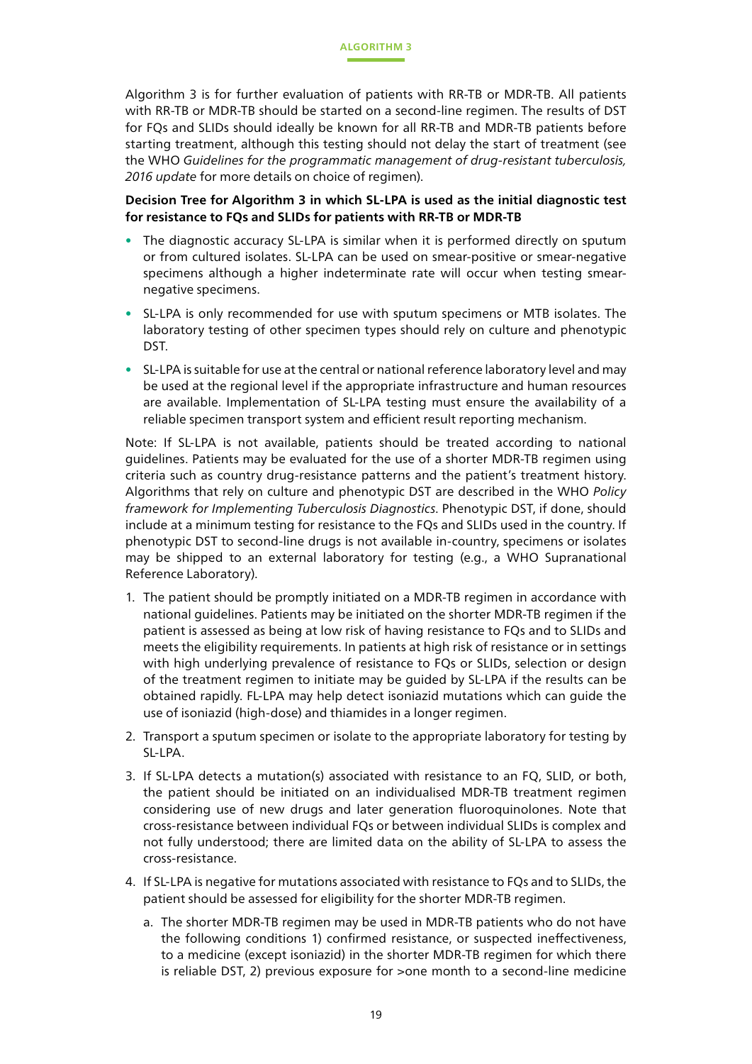## ALGORITHM 3

Algorithm 3 is for further evaluation of patients with RR-TB or MDR-TB. All patients with RR-TB or MDR-TB should be started on a second-line regimen. The results of DST for FQs and SLIDs should ideally be known for all RR-TB and MDR-TB patients before starting treatment, although this testing should not delay the start of treatment (see the WHO *Guidelines for the programmatic management of drug-resistant tuberculosis, 2016 update* for more details on choice of regimen).

**Decision Tree for Algorithm 3 in which SL-LPA is used as the initial diagnostic test for resistance to FQs and SLIDs for patients with RR-TB or MDR-TB**

- The diagnostic accuracy SL-LPA is similar when it is performed directly on sputum or from cultured isolates. SL-LPA can be used on smear-positive or smear-negative specimens although a higher indeterminate rate will occur when testing smear-negative specimens.
- SL-LPA is only recommended for use with sputum specimens or MTB isolates. The laboratory testing of other specimen types should rely on culture and phenotypic DST.
- SL-LPA is suitable for use at the central or national reference laboratory level and may be used at the regional level if the appropriate infrastructure and human resources are available. Implementation of SL-LPA testing must ensure the availability of a reliable specimen transport system and efficient result reporting mechanism.

Note: If SL-LPA is not available, patients should be treated according to national guidelines. Patients may be evaluated for the use of a shorter MDR-TB regimen using criteria such as country drug-resistance patterns and the patient's treatment history. Algorithms that rely on culture and phenotypic DST are described in the WHO *Policy framework for Implementing Tuberculosis Diagnostics*. Phenotypic DST, if done, should include at a minimum testing for resistance to the FQs and SLIDs used in the country. If phenotypic DST to second-line drugs is not available in-country, specimens or isolates may be shipped to an external laboratory for testing (e.g., a WHO Supranational Reference Laboratory).

1. The patient should be promptly initiated on a MDR-TB regimen in accordance with national guidelines. Patients may be initiated on the shorter MDR-TB regimen if the patient is assessed as being at low risk of having resistance to FQs and to SLIDs and meets the eligibility requirements. In patients at high risk of resistance or in settings with high underlying prevalence of resistance to FQs or SLIDs, selection or design of the treatment regimen to initiate may be guided by SL-LPA if the results can be obtained rapidly. FL-LPA may help detect isoniazid mutations which can guide the use of isoniazid (high-dose) and thiamides in a longer regimen.
2. Transport a sputum specimen or isolate to the appropriate laboratory for testing by SL-LPA.
3. If SL-LPA detects a mutation(s) associated with resistance to an FQ, SLID, or both, the patient should be initiated on an individualised MDR-TB treatment regimen considering use of new drugs and later generation fluoroquinolones. Note that cross-resistance between individual FQs or between individual SLIDs is complex and not fully understood; there are limited data on the ability of SL-LPA to assess the cross-resistance.
4. If SL-LPA is negative for mutations associated with resistance to FQs and to SLIDs, the patient should be assessed for eligibility for the shorter MDR-TB regimen.
   a. The shorter MDR-TB regimen may be used in MDR-TB patients who do not have the following conditions 1) confirmed resistance, or suspected ineffectiveness, to a medicine (except isoniazid) in the shorter MDR-TB regimen for which there is reliable DST, 2) previous exposure for >one month to a second-line medicine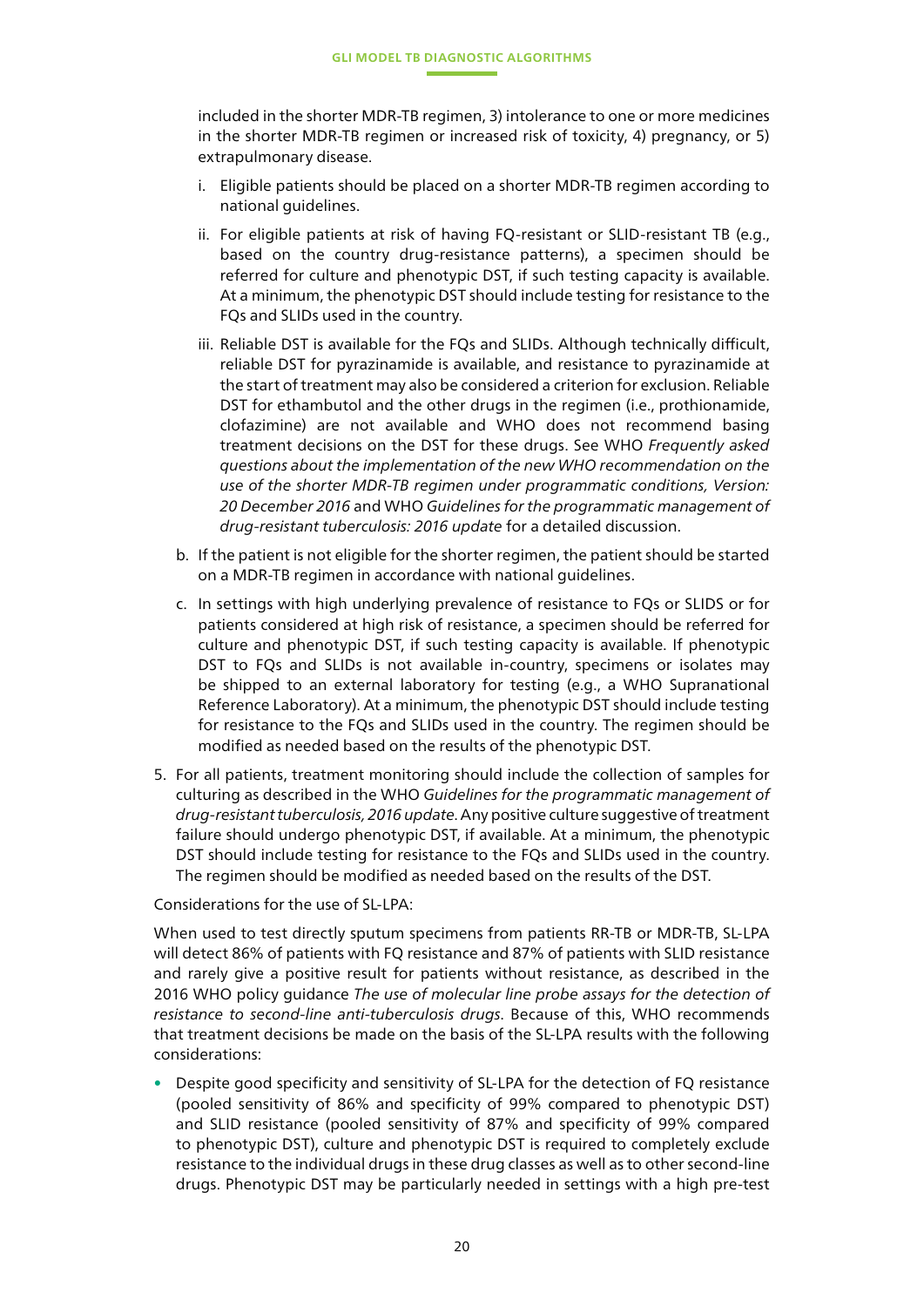included in the shorter MDR-TB regimen, 3) intolerance to one or more medicines in the shorter MDR-TB regimen or increased risk of toxicity, 4) pregnancy, or 5) extrapulmonary disease.

   i. Eligible patients should be placed on a shorter MDR-TB regimen according to national guidelines.

   ii. For eligible patients at risk of having FQ-resistant or SLID-resistant TB (e.g., based on the country drug-resistance patterns), a specimen should be referred for culture and phenotypic DST, if such testing capacity is available. At a minimum, the phenotypic DST should include testing for resistance to the FQs and SLIDs used in the country.

   iii. Reliable DST is available for the FQs and SLIDs. Although technically difficult, reliable DST for pyrazinamide is available, and resistance to pyrazinamide at the start of treatment may also be considered a criterion for exclusion. Reliable DST for ethambutol and the other drugs in the regimen (i.e., prothionamide, clofazimine) are not available and WHO does not recommend basing treatment decisions on the DST for these drugs. See WHO *Frequently asked questions about the implementation of the new WHO recommendation on the use of the shorter MDR-TB regimen under programmatic conditions, Version: 20 December 2016* and WHO *Guidelines for the programmatic management of drug-resistant tuberculosis: 2016 update* for a detailed discussion.

b. If the patient is not eligible for the shorter regimen, the patient should be started on a MDR-TB regimen in accordance with national guidelines.

c. In settings with high underlying prevalence of resistance to FQs or SLIDS or for patients considered at high risk of resistance, a specimen should be referred for culture and phenotypic DST, if such testing capacity is available. If phenotypic DST to FQs and SLIDs is not available in-country, specimens or isolates may be shipped to an external laboratory for testing (e.g., a WHO Supranational Reference Laboratory). At a minimum, the phenotypic DST should include testing for resistance to the FQs and SLIDs used in the country. The regimen should be modified as needed based on the results of the phenotypic DST.

5. For all patients, treatment monitoring should include the collection of samples for culturing as described in the WHO *Guidelines for the programmatic management of drug-resistant tuberculosis, 2016 update*. Any positive culture suggestive of treatment failure should undergo phenotypic DST, if available. At a minimum, the phenotypic DST should include testing for resistance to the FQs and SLIDs used in the country. The regimen should be modified as needed based on the results of the DST.

Considerations for the use of SL-LPA:

When used to test directly sputum specimens from patients RR-TB or MDR-TB, SL-LPA will detect 86% of patients with FQ resistance and 87% of patients with SLID resistance and rarely give a positive result for patients without resistance, as described in the 2016 WHO policy guidance *The use of molecular line probe assays for the detection of resistance to second-line anti-tuberculosis drugs*. Because of this, WHO recommends that treatment decisions be made on the basis of the SL-LPA results with the following considerations:

- Despite good specificity and sensitivity of SL-LPA for the detection of FQ resistance (pooled sensitivity of 86% and specificity of 99% compared to phenotypic DST) and SLID resistance (pooled sensitivity of 87% and specificity of 99% compared to phenotypic DST), culture and phenotypic DST is required to completely exclude resistance to the individual drugs in these drug classes as well as to other second-line drugs. Phenotypic DST may be particularly needed in settings with a high pre-test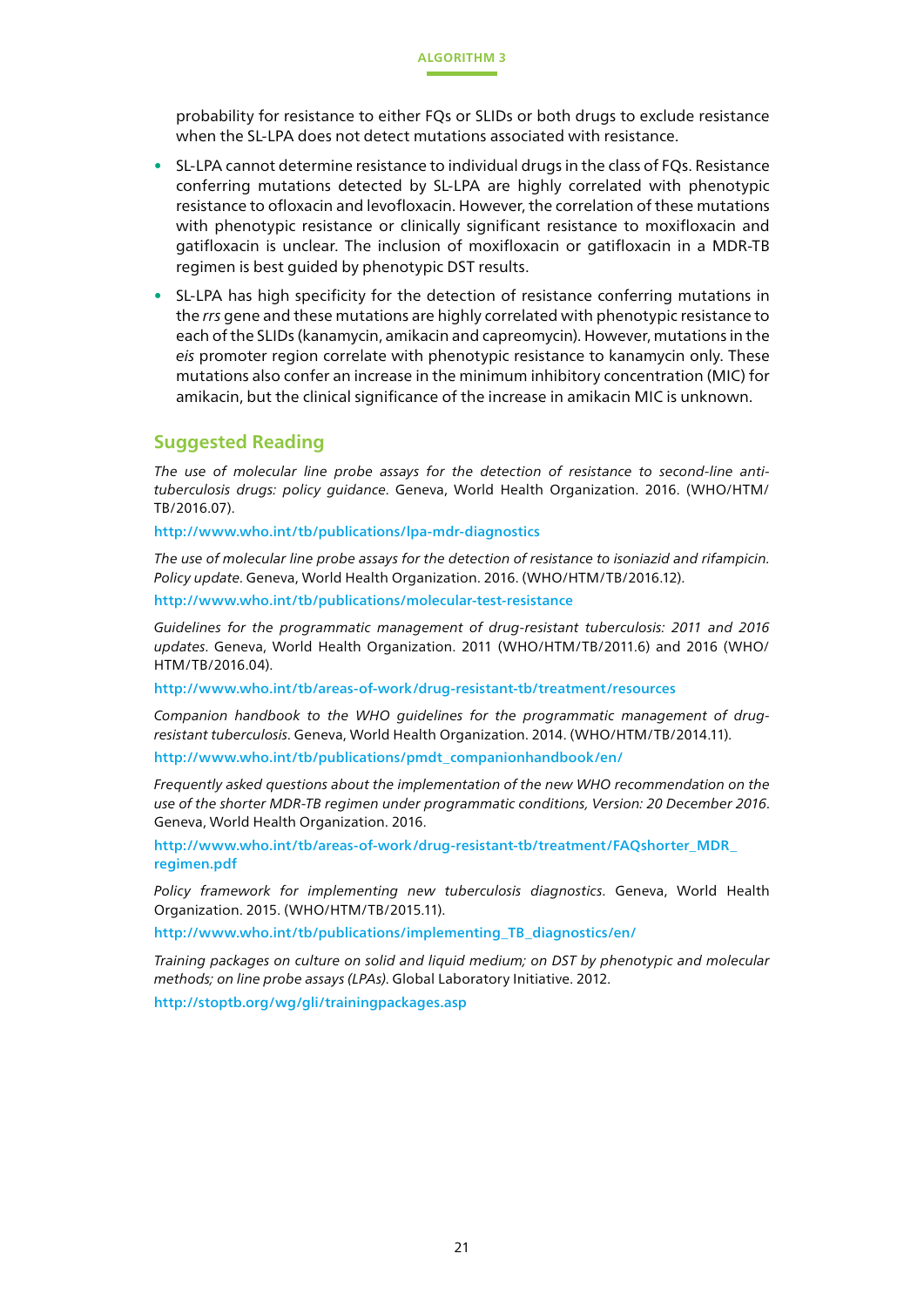probability for resistance to either FQs or SLIDs or both drugs to exclude resistance when the SL-LPA does not detect mutations associated with resistance.

- SL-LPA cannot determine resistance to individual drugs in the class of FQs. Resistance conferring mutations detected by SL-LPA are highly correlated with phenotypic resistance to ofloxacin and levofloxacin. However, the correlation of these mutations with phenotypic resistance or clinically significant resistance to moxifloxacin and gatifloxacin is unclear. The inclusion of moxifloxacin or gatifloxacin in a MDR-TB regimen is best guided by phenotypic DST results.
- SL-LPA has high specificity for the detection of resistance conferring mutations in the *rrs* gene and these mutations are highly correlated with phenotypic resistance to each of the SLIDs (kanamycin, amikacin and capreomycin). However, mutations in the *eis* promoter region correlate with phenotypic resistance to kanamycin only. These mutations also confer an increase in the minimum inhibitory concentration (MIC) for amikacin, but the clinical significance of the increase in amikacin MIC is unknown.

## Suggested Reading

*The use of molecular line probe assays for the detection of resistance to second-line anti-tuberculosis drugs: policy guidance*. Geneva, World Health Organization. 2016. (WHO/HTM/TB/2016.07).

http://www.who.int/tb/publications/lpa-mdr-diagnostics

*The use of molecular line probe assays for the detection of resistance to isoniazid and rifampicin. Policy update*. Geneva, World Health Organization. 2016. (WHO/HTM/TB/2016.12).

http://www.who.int/tb/publications/molecular-test-resistance

*Guidelines for the programmatic management of drug-resistant tuberculosis: 2011 and 2016 updates*. Geneva, World Health Organization. 2011 (WHO/HTM/TB/2011.6) and 2016 (WHO/HTM/TB/2016.04).

http://www.who.int/tb/areas-of-work/drug-resistant-tb/treatment/resources

*Companion handbook to the WHO guidelines for the programmatic management of drug-resistant tuberculosis*. Geneva, World Health Organization. 2014. (WHO/HTM/TB/2014.11).

http://www.who.int/tb/publications/pmdt_companionhandbook/en/

*Frequently asked questions about the implementation of the new WHO recommendation on the use of the shorter MDR-TB regimen under programmatic conditions, Version: 20 December 2016*. Geneva, World Health Organization. 2016.

http://www.who.int/tb/areas-of-work/drug-resistant-tb/treatment/FAQshorter_MDR_regimen.pdf

*Policy framework for implementing new tuberculosis diagnostics*. Geneva, World Health Organization. 2015. (WHO/HTM/TB/2015.11).

http://www.who.int/tb/publications/implementing_TB_diagnostics/en/

*Training packages on culture on solid and liquid medium; on DST by phenotypic and molecular methods; on line probe assays (LPAs)*. Global Laboratory Initiative. 2012.

http://stoptb.org/wg/gli/trainingpackages.asp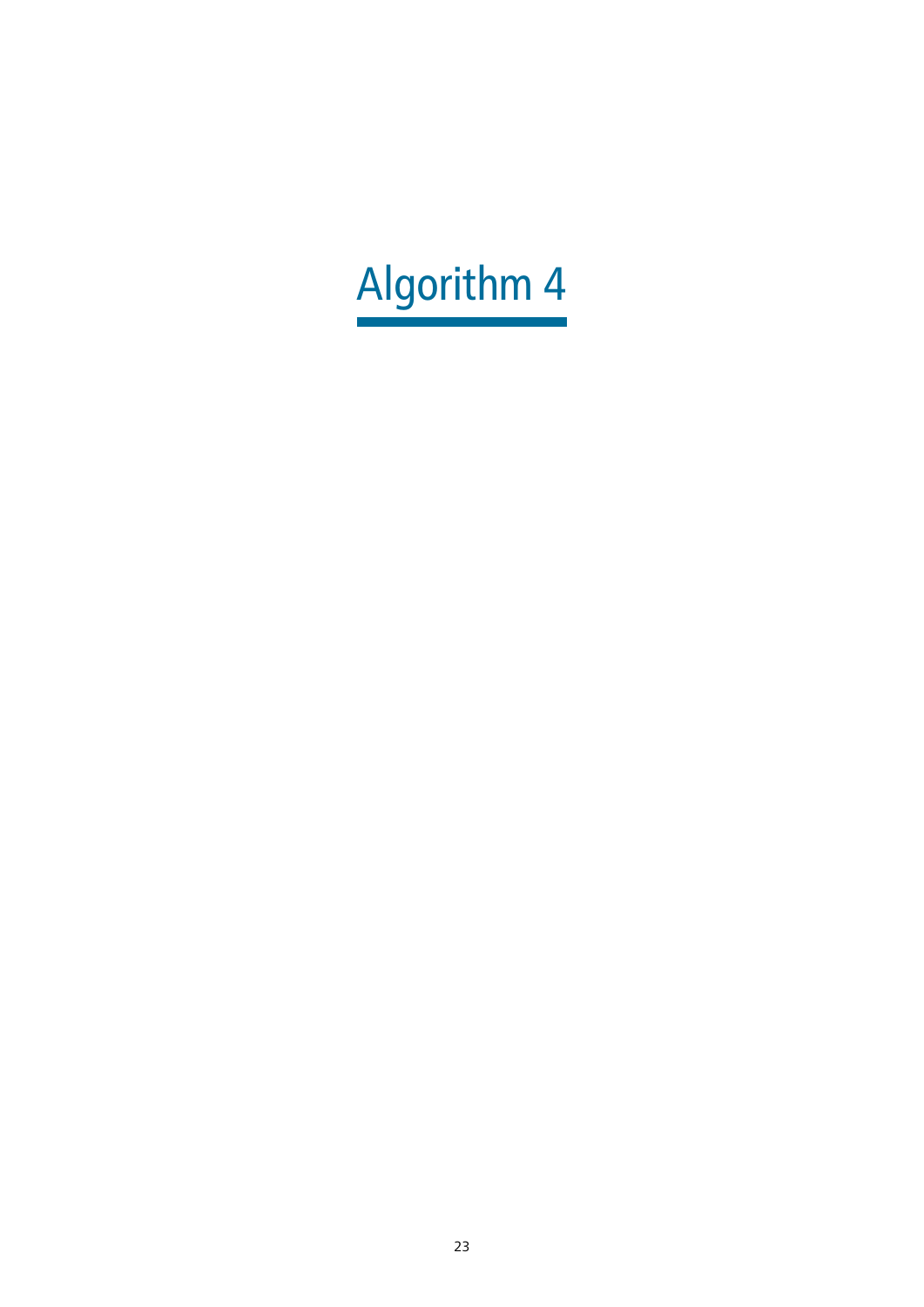# Algorithm 4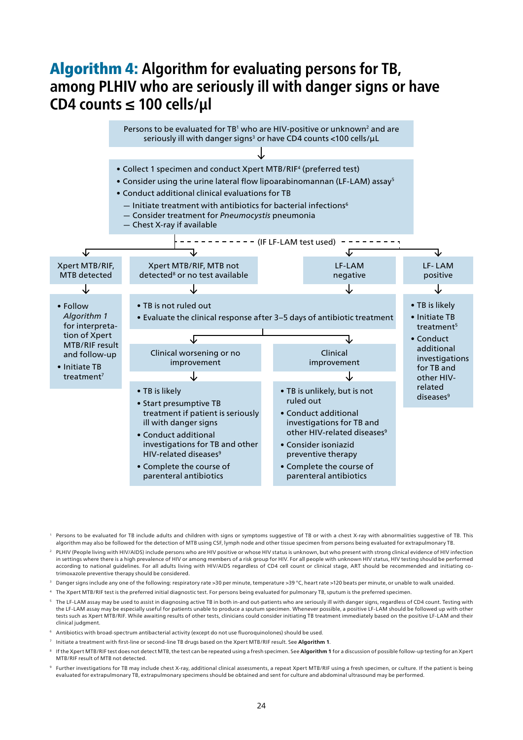# **Algorithm 4:** Algorithm for evaluating persons for TB, among PLHIV who are seriously ill with danger signs or have CD4 counts ≤ 100 cells/µl

Persons to be evaluated for TB[1] who are HIV-positive or unknown[2] and are seriously ill with danger signs[3] or have CD4 counts <100 cells/µL

↓

- Collect 1 specimen and conduct Xpert MTB/RIF[4] (preferred test)
- Consider using the urine lateral flow lipoarabinomannan (LF-LAM) assay[5]
- Conduct additional clinical evaluations for TB
  - — Initiate treatment with antibiotics for bacterial infections[6]
  - — Consider treatment for *Pneumocystis* pneumonia
  - — Chest X-ray if available

**Xpert MTB/RIF, MTB detected**

↓

- Follow *Algorithm 1* for interpretation of Xpert MTB/RIF result and follow-up
- Initiate TB treatment[7]

**Xpert MTB/RIF, MTB not detected[8] or no test available** / **LF-LAM negative** (IF LF-LAM test used)

↓

- TB is not ruled out
- Evaluate the clinical response after 3–5 days of antibiotic treatment

**Clinical worsening or no improvement**

↓

- TB is likely
- Start presumptive TB treatment if patient is seriously ill with danger signs
- Conduct additional investigations for TB and other HIV-related diseases[9]
- Complete the course of parenteral antibiotics

**Clinical improvement**

↓

- TB is unlikely, but is not ruled out
- Conduct additional investigations for TB and other HIV-related diseases[9]
- Consider isoniazid preventive therapy
- Complete the course of parenteral antibiotics

**LF- LAM positive** (IF LF-LAM test used)

↓

- TB is likely
- Initiate TB treatment[5]
- Conduct additional investigations for TB and other HIV-related diseases[9]

---

[1] Persons to be evaluated for TB include adults and children with signs or symptoms suggestive of TB or with a chest X-ray with abnormalities suggestive of TB. This algorithm may also be followed for the detection of MTB using CSF, lymph node and other tissue specimen from persons being evaluated for extrapulmonary TB.

[2] PLHIV (People living with HIV/AIDS) include persons who are HIV positive or whose HIV status is unknown, but who present with strong clinical evidence of HIV infection in settings where there is a high prevalence of HIV or among members of a risk group for HIV. For all people with unknown HIV status, HIV testing should be performed according to national guidelines. For all adults living with HIV/AIDS regardless of CD4 cell count or clinical stage, ART should be recommended and initiating co-trimoxazole preventive therapy should be considered.

[3] Danger signs include any one of the following: respiratory rate >30 per minute, temperature >39 °C, heart rate >120 beats per minute, or unable to walk unaided.

[4] The Xpert MTB/RIF test is the preferred initial diagnostic test. For persons being evaluated for pulmonary TB, sputum is the preferred specimen.

[5] The LF-LAM assay may be used to assist in diagnosing active TB in both in-and out-patients who are seriously ill with danger signs, regardless of CD4 count. Testing with the LF-LAM assay may be especially useful for patients unable to produce a sputum specimen. Whenever possible, a positive LF-LAM should be followed up with other tests such as Xpert MTB/RIF. While awaiting results of other tests, clinicians could consider initiating TB treatment immediately based on the positive LF-LAM and their clinical judgment.

[6] Antibiotics with broad-spectrum antibacterial activity (except do not use fluoroquinolones) should be used.

[7] Initiate a treatment with first-line or second-line TB drugs based on the Xpert MTB/RIF result. See **Algorithm 1**.

[8] If the Xpert MTB/RIF test does not detect MTB, the test can be repeated using a fresh specimen. See **Algorithm 1** for a discussion of possible follow-up testing for an Xpert MTB/RIF result of MTB not detected.

[9] Further investigations for TB may include chest X-ray, additional clinical assessments, a repeat Xpert MTB/RIF using a fresh specimen, or culture. If the patient is being evaluated for extrapulmonary TB, extrapulmonary specimens should be obtained and sent for culture and abdominal ultrasound may be performed.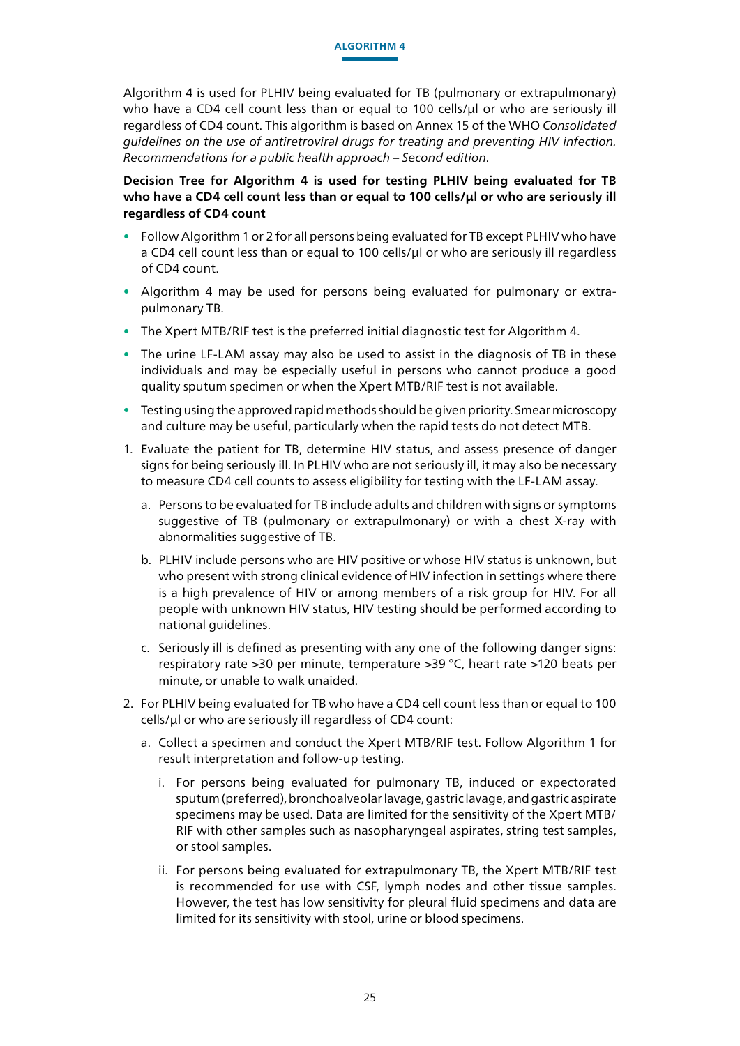## ALGORITHM 4

Algorithm 4 is used for PLHIV being evaluated for TB (pulmonary or extrapulmonary) who have a CD4 cell count less than or equal to 100 cells/µl or who are seriously ill regardless of CD4 count. This algorithm is based on Annex 15 of the WHO *Consolidated guidelines on the use of antiretroviral drugs for treating and preventing HIV infection. Recommendations for a public health approach – Second edition*.

**Decision Tree for Algorithm 4 is used for testing PLHIV being evaluated for TB who have a CD4 cell count less than or equal to 100 cells/µl or who are seriously ill regardless of CD4 count**

- Follow Algorithm 1 or 2 for all persons being evaluated for TB except PLHIV who have a CD4 cell count less than or equal to 100 cells/µl or who are seriously ill regardless of CD4 count.
- Algorithm 4 may be used for persons being evaluated for pulmonary or extrapulmonary TB.
- The Xpert MTB/RIF test is the preferred initial diagnostic test for Algorithm 4.
- The urine LF-LAM assay may also be used to assist in the diagnosis of TB in these individuals and may be especially useful in persons who cannot produce a good quality sputum specimen or when the Xpert MTB/RIF test is not available.
- Testing using the approved rapid methods should be given priority. Smear microscopy and culture may be useful, particularly when the rapid tests do not detect MTB.

1. Evaluate the patient for TB, determine HIV status, and assess presence of danger signs for being seriously ill. In PLHIV who are not seriously ill, it may also be necessary to measure CD4 cell counts to assess eligibility for testing with the LF-LAM assay.
   a. Persons to be evaluated for TB include adults and children with signs or symptoms suggestive of TB (pulmonary or extrapulmonary) or with a chest X-ray with abnormalities suggestive of TB.
   b. PLHIV include persons who are HIV positive or whose HIV status is unknown, but who present with strong clinical evidence of HIV infection in settings where there is a high prevalence of HIV or among members of a risk group for HIV. For all people with unknown HIV status, HIV testing should be performed according to national guidelines.
   c. Seriously ill is defined as presenting with any one of the following danger signs: respiratory rate >30 per minute, temperature >39 °C, heart rate >120 beats per minute, or unable to walk unaided.
2. For PLHIV being evaluated for TB who have a CD4 cell count less than or equal to 100 cells/µl or who are seriously ill regardless of CD4 count:
   a. Collect a specimen and conduct the Xpert MTB/RIF test. Follow Algorithm 1 for result interpretation and follow-up testing.
      i. For persons being evaluated for pulmonary TB, induced or expectorated sputum (preferred), bronchoalveolar lavage, gastric lavage, and gastric aspirate specimens may be used. Data are limited for the sensitivity of the Xpert MTB/RIF with other samples such as nasopharyngeal aspirates, string test samples, or stool samples.
      ii. For persons being evaluated for extrapulmonary TB, the Xpert MTB/RIF test is recommended for use with CSF, lymph nodes and other tissue samples. However, the test has low sensitivity for pleural fluid specimens and data are limited for its sensitivity with stool, urine or blood specimens.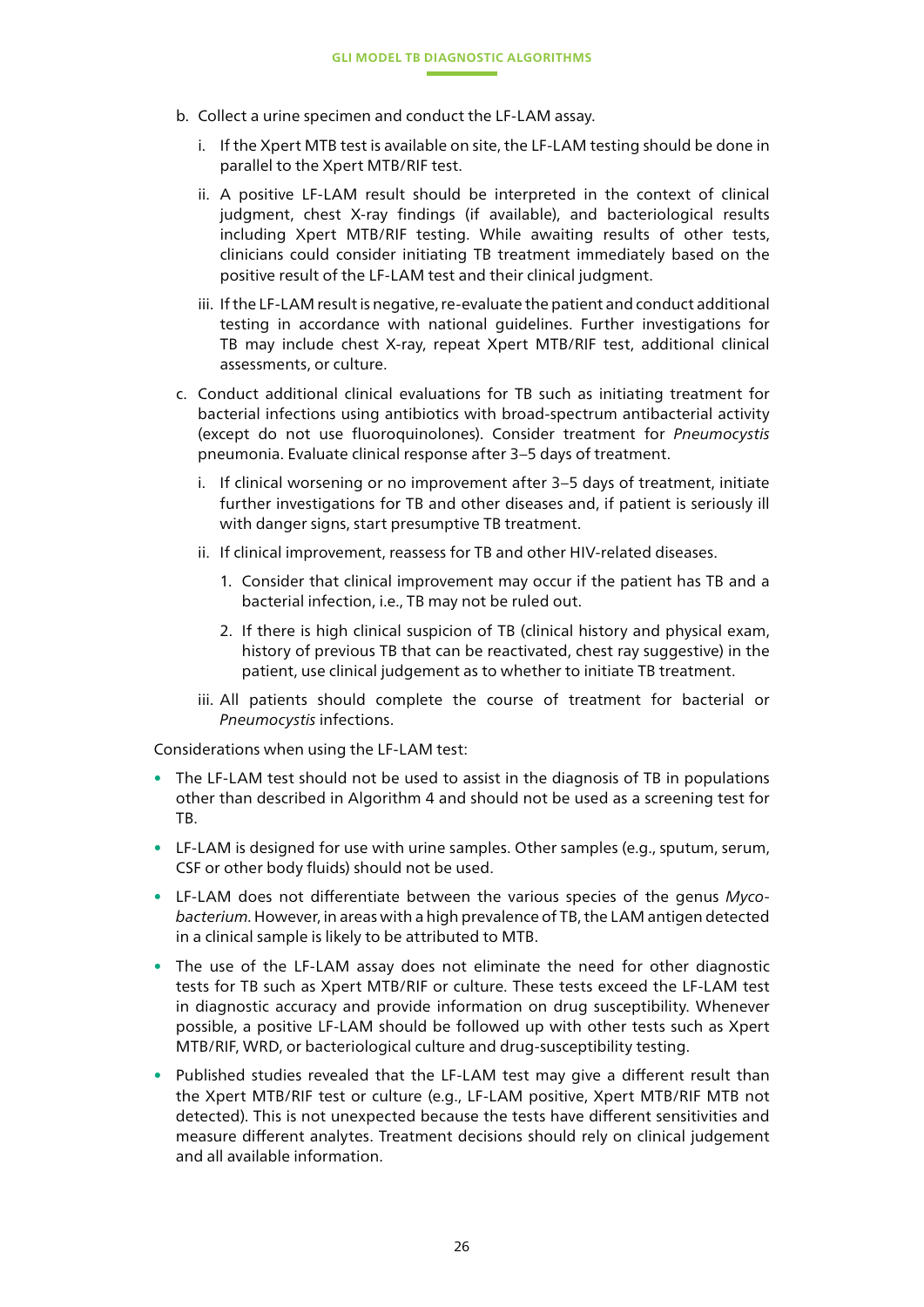b. Collect a urine specimen and conduct the LF-LAM assay.

   i. If the Xpert MTB test is available on site, the LF-LAM testing should be done in parallel to the Xpert MTB/RIF test.

   ii. A positive LF-LAM result should be interpreted in the context of clinical judgment, chest X-ray findings (if available), and bacteriological results including Xpert MTB/RIF testing. While awaiting results of other tests, clinicians could consider initiating TB treatment immediately based on the positive result of the LF-LAM test and their clinical judgment.

   iii. If the LF-LAM result is negative, re-evaluate the patient and conduct additional testing in accordance with national guidelines. Further investigations for TB may include chest X-ray, repeat Xpert MTB/RIF test, additional clinical assessments, or culture.

c. Conduct additional clinical evaluations for TB such as initiating treatment for bacterial infections using antibiotics with broad-spectrum antibacterial activity (except do not use fluoroquinolones). Consider treatment for *Pneumocystis* pneumonia. Evaluate clinical response after 3–5 days of treatment.

   i. If clinical worsening or no improvement after 3–5 days of treatment, initiate further investigations for TB and other diseases and, if patient is seriously ill with danger signs, start presumptive TB treatment.

   ii. If clinical improvement, reassess for TB and other HIV-related diseases.

      1. Consider that clinical improvement may occur if the patient has TB and a bacterial infection, i.e., TB may not be ruled out.

      2. If there is high clinical suspicion of TB (clinical history and physical exam, history of previous TB that can be reactivated, chest ray suggestive) in the patient, use clinical judgement as to whether to initiate TB treatment.

   iii. All patients should complete the course of treatment for bacterial or *Pneumocystis* infections.

Considerations when using the LF-LAM test:

- The LF-LAM test should not be used to assist in the diagnosis of TB in populations other than described in Algorithm 4 and should not be used as a screening test for TB.
- LF-LAM is designed for use with urine samples. Other samples (e.g., sputum, serum, CSF or other body fluids) should not be used.
- LF-LAM does not differentiate between the various species of the genus *Mycobacterium*. However, in areas with a high prevalence of TB, the LAM antigen detected in a clinical sample is likely to be attributed to MTB.
- The use of the LF-LAM assay does not eliminate the need for other diagnostic tests for TB such as Xpert MTB/RIF or culture. These tests exceed the LF-LAM test in diagnostic accuracy and provide information on drug susceptibility. Whenever possible, a positive LF-LAM should be followed up with other tests such as Xpert MTB/RIF, WRD, or bacteriological culture and drug-susceptibility testing.
- Published studies revealed that the LF-LAM test may give a different result than the Xpert MTB/RIF test or culture (e.g., LF-LAM positive, Xpert MTB/RIF MTB not detected). This is not unexpected because the tests have different sensitivities and measure different analytes. Treatment decisions should rely on clinical judgement and all available information.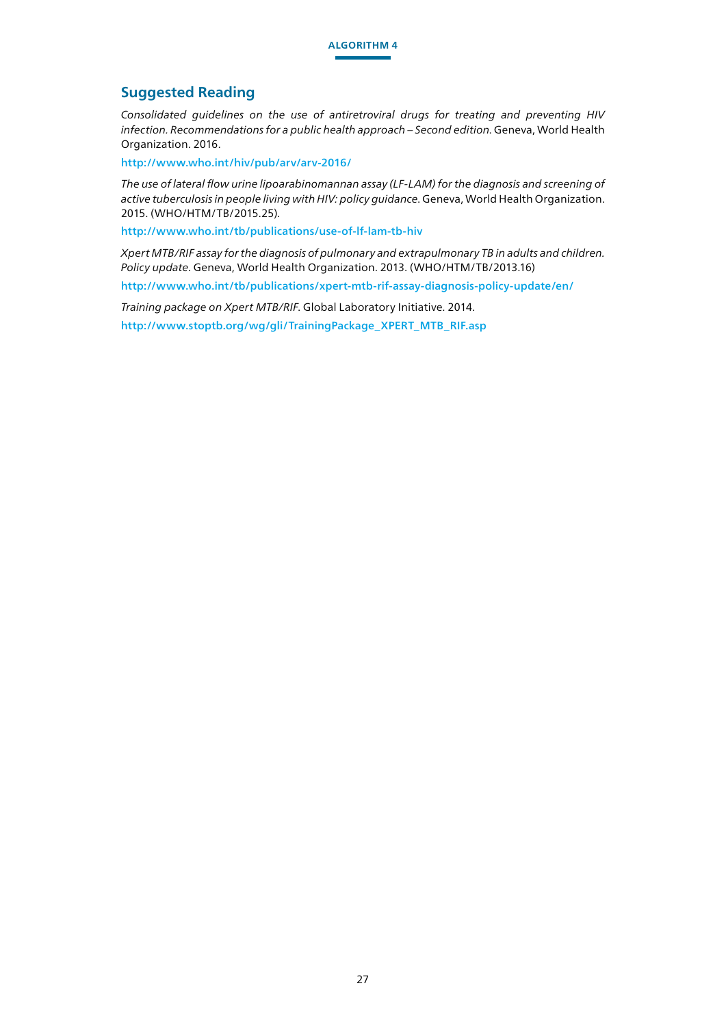## Suggested Reading

*Consolidated guidelines on the use of antiretroviral drugs for treating and preventing HIV infection. Recommendations for a public health approach – Second edition.* Geneva, World Health Organization. 2016.

http://www.who.int/hiv/pub/arv/arv-2016/

*The use of lateral flow urine lipoarabinomannan assay (LF-LAM) for the diagnosis and screening of active tuberculosis in people living with HIV: policy guidance.* Geneva, World Health Organization. 2015. (WHO/HTM/TB/2015.25).

http://www.who.int/tb/publications/use-of-lf-lam-tb-hiv

*Xpert MTB/RIF assay for the diagnosis of pulmonary and extrapulmonary TB in adults and children. Policy update.* Geneva, World Health Organization. 2013. (WHO/HTM/TB/2013.16)

http://www.who.int/tb/publications/xpert-mtb-rif-assay-diagnosis-policy-update/en/

*Training package on Xpert MTB/RIF.* Global Laboratory Initiative. 2014.

http://www.stoptb.org/wg/gli/TrainingPackage_XPERT_MTB_RIF.asp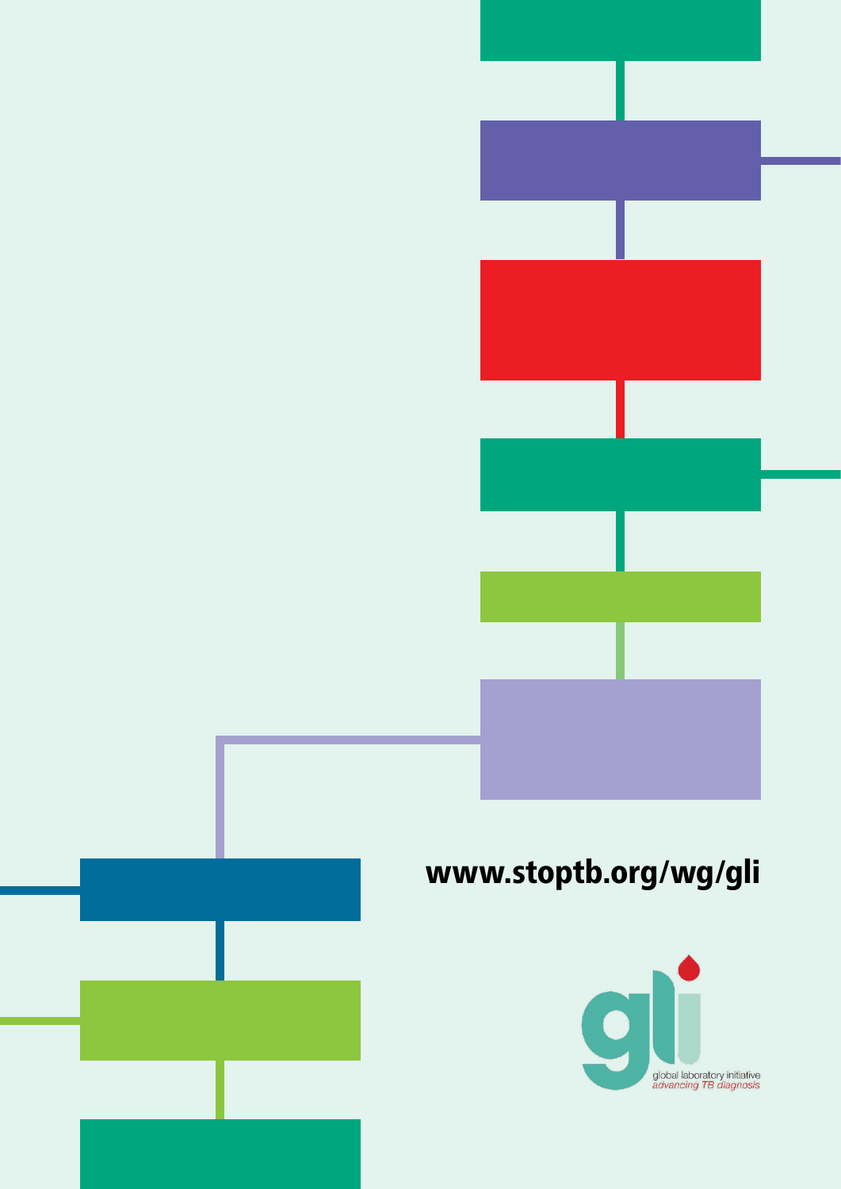**www.stoptb.org/wg/gli**

global laboratory initiative
*advancing TB diagnosis*